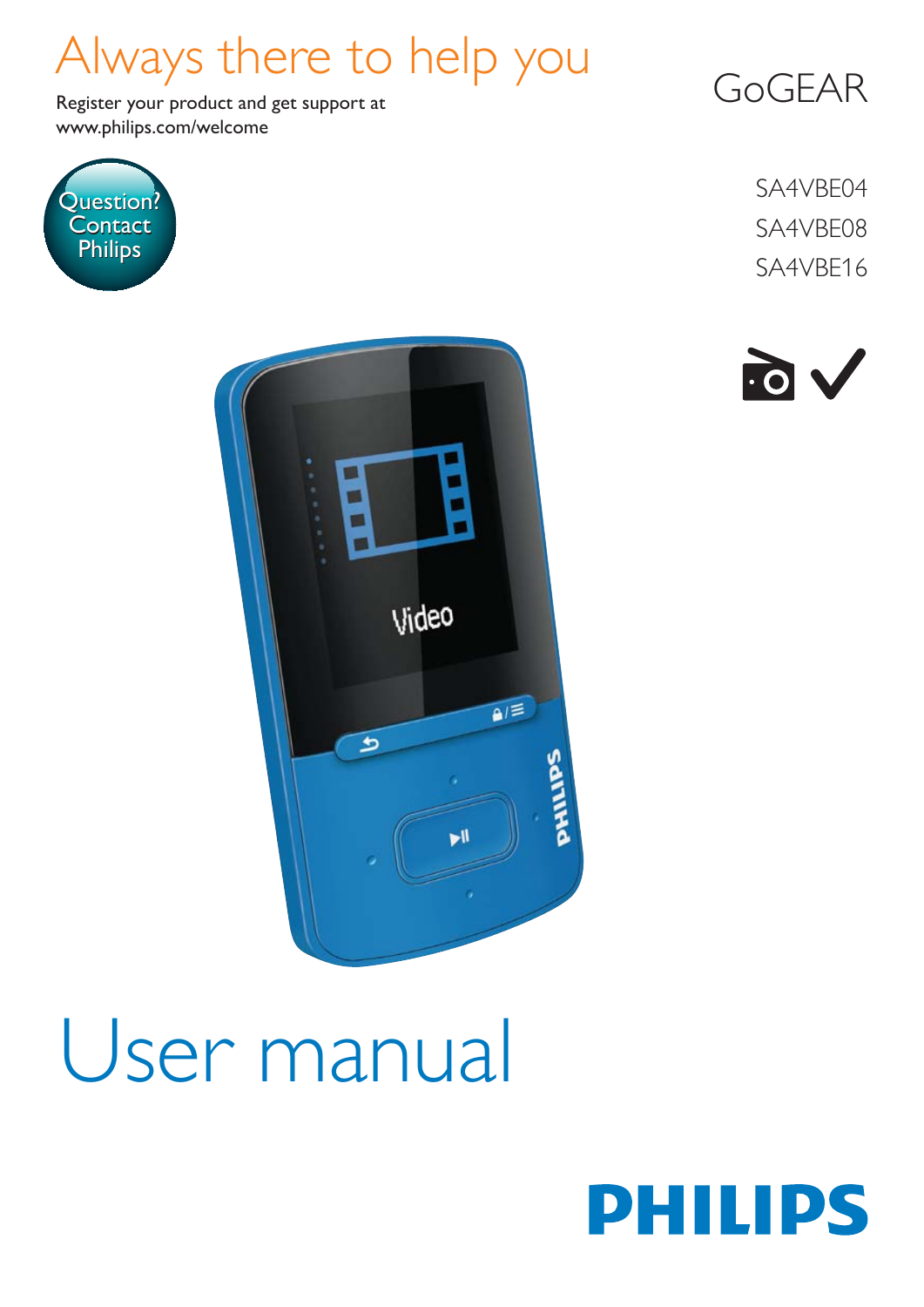# Always there to help you

Register your product and get support at
www.philips.com/welcome

Question?
Contact
Philips

GoGEAR

SA4VBE04
SA4VBE08
SA4VBE16

# User manual

PHILIPS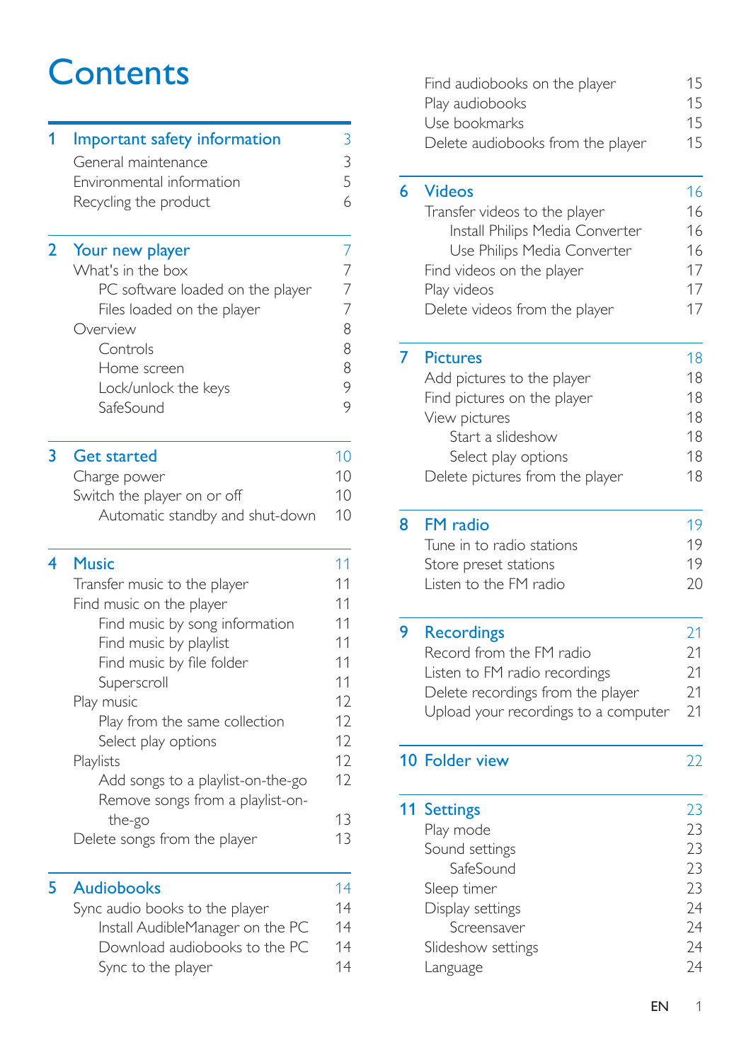# Contents

**1 Important safety information** 3
- General maintenance 3
- Environmental information 5
- Recycling the product 6

**2 Your new player** 7
- What's in the box 7
  - PC software loaded on the player 7
  - Files loaded on the player 7
- Overview 8
  - Controls 8
  - Home screen 8
  - Lock/unlock the keys 9
  - SafeSound 9

**3 Get started** 10
- Charge power 10
- Switch the player on or off 10
  - Automatic standby and shut-down 10

**4 Music** 11
- Transfer music to the player 11
- Find music on the player 11
  - Find music by song information 11
  - Find music by playlist 11
  - Find music by file folder 11
  - Superscroll 11
- Play music 12
  - Play from the same collection 12
  - Select play options 12
- Playlists 12
  - Add songs to a playlist-on-the-go 12
  - Remove songs from a playlist-on-the-go 13
- Delete songs from the player 13

**5 Audiobooks** 14
- Sync audio books to the player 14
  - Install AudibleManager on the PC 14
  - Download audiobooks to the PC 14
  - Sync to the player 14
- Find audiobooks on the player 15
- Play audiobooks 15
- Use bookmarks 15
- Delete audiobooks from the player 15

**6 Videos** 16
- Transfer videos to the player 16
  - Install Philips Media Converter 16
  - Use Philips Media Converter 16
- Find videos on the player 17
- Play videos 17
- Delete videos from the player 17

**7 Pictures** 18
- Add pictures to the player 18
- Find pictures on the player 18
- View pictures 18
  - Start a slideshow 18
  - Select play options 18
- Delete pictures from the player 18

**8 FM radio** 19
- Tune in to radio stations 19
- Store preset stations 19
- Listen to the FM radio 20

**9 Recordings** 21
- Record from the FM radio 21
- Listen to FM radio recordings 21
- Delete recordings from the player 21
- Upload your recordings to a computer 21

**10 Folder view** 22

**11 Settings** 23
- Play mode 23
- Sound settings 23
  - SafeSound 23
- Sleep timer 23
- Display settings 24
  - Screensaver 24
- Slideshow settings 24
- Language 24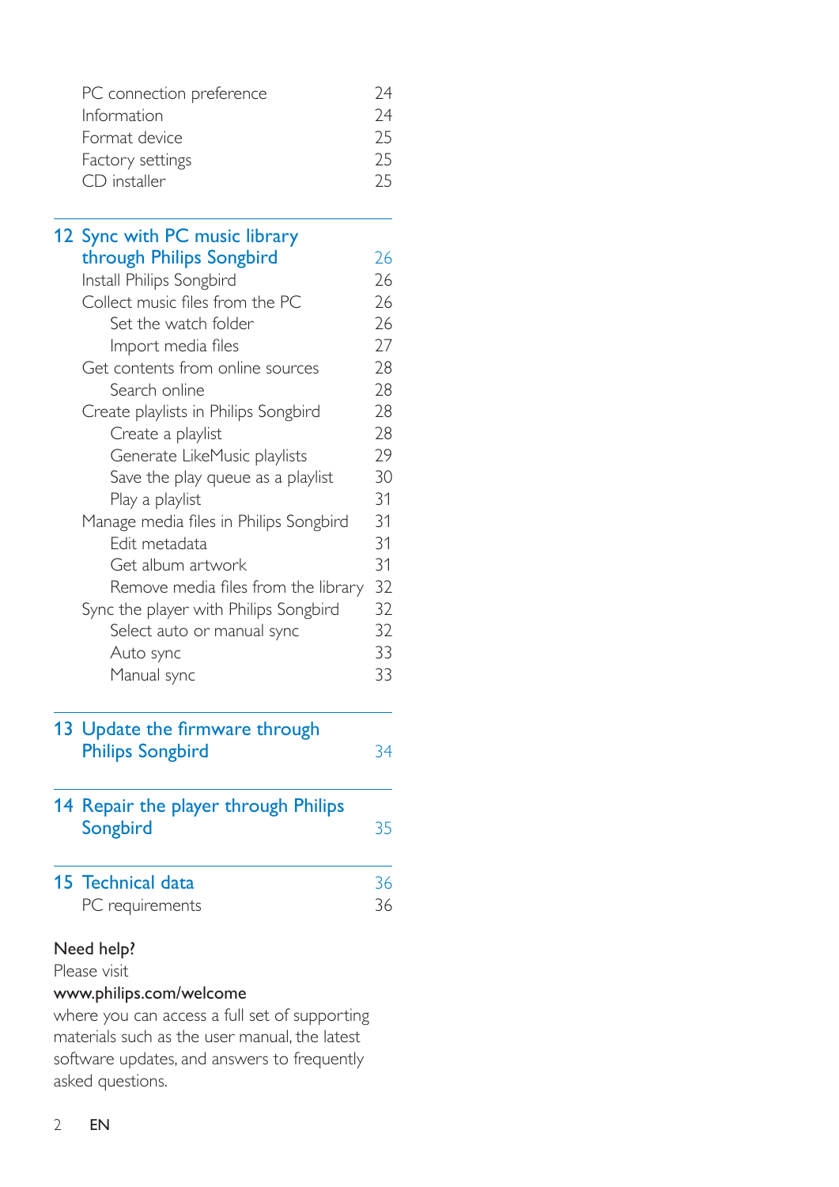PC connection preference 24
Information 24
Format device 25
Factory settings 25
CD installer 25

**12 Sync with PC music library through Philips Songbird** 26

- Install Philips Songbird 26
- Collect music files from the PC 26
  - Set the watch folder 26
  - Import media files 27
- Get contents from online sources 28
  - Search online 28
- Create playlists in Philips Songbird 28
  - Create a playlist 28
  - Generate LikeMusic playlists 29
  - Save the play queue as a playlist 30
  - Play a playlist 31
- Manage media files in Philips Songbird 31
  - Edit metadata 31
  - Get album artwork 31
  - Remove media files from the library 32
- Sync the player with Philips Songbird 32
  - Select auto or manual sync 32
  - Auto sync 33
  - Manual sync 33

**13 Update the firmware through Philips Songbird** 34

**14 Repair the player through Philips Songbird** 35

**15 Technical data** 36

- PC requirements 36

**Need help?**
Please visit
**www.philips.com/welcome**
where you can access a full set of supporting materials such as the user manual, the latest software updates, and answers to frequently asked questions.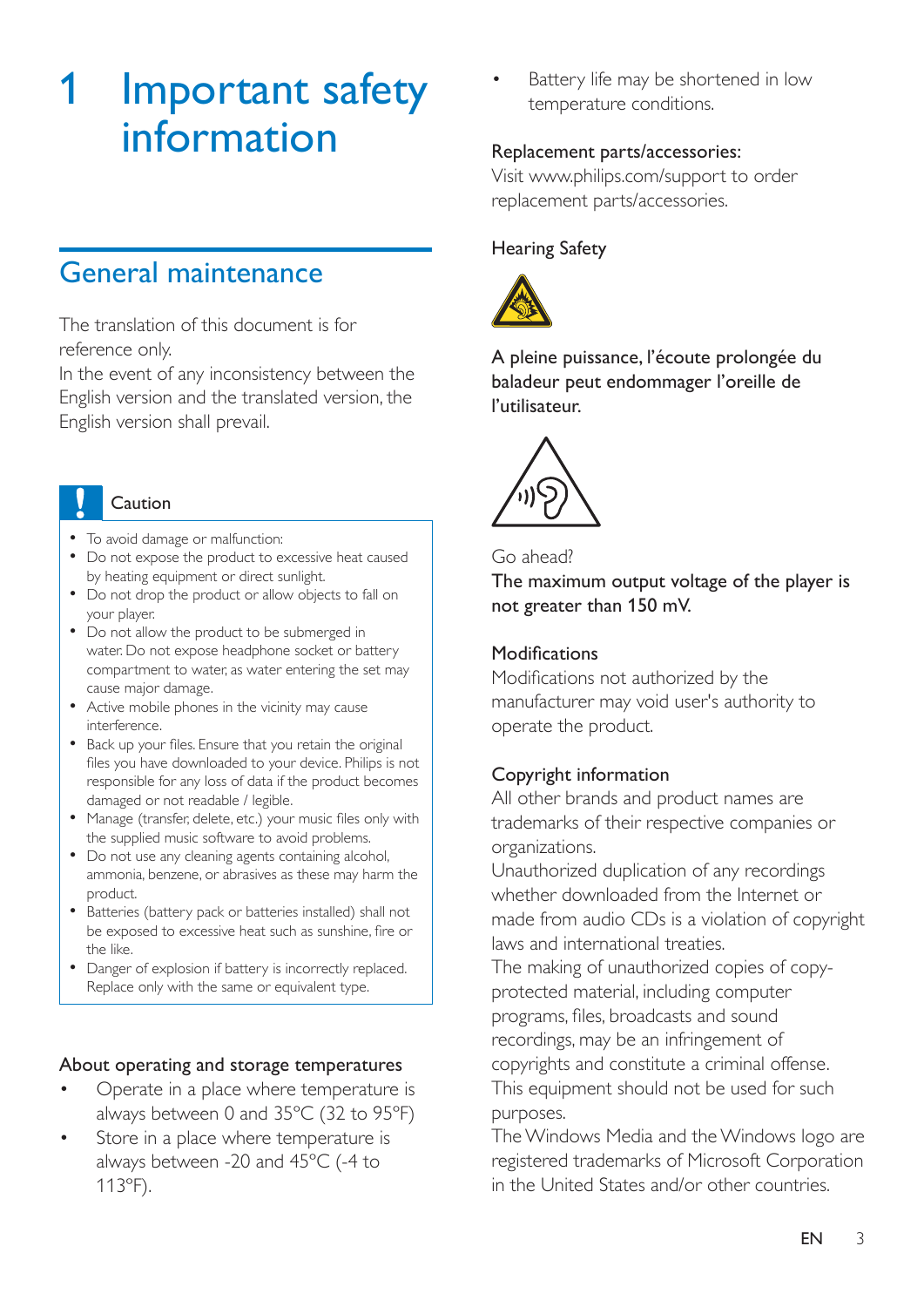# 1 Important safety information

## General maintenance

The translation of this document is for reference only.
In the event of any inconsistency between the English version and the translated version, the English version shall prevail.

**Caution**

- To avoid damage or malfunction:
- Do not expose the product to excessive heat caused by heating equipment or direct sunlight.
- Do not drop the product or allow objects to fall on your player.
- Do not allow the product to be submerged in water. Do not expose headphone socket or battery compartment to water, as water entering the set may cause major damage.
- Active mobile phones in the vicinity may cause interference.
- Back up your files. Ensure that you retain the original files you have downloaded to your device. Philips is not responsible for any loss of data if the product becomes damaged or not readable / legible.
- Manage (transfer, delete, etc.) your music files only with the supplied music software to avoid problems.
- Do not use any cleaning agents containing alcohol, ammonia, benzene, or abrasives as these may harm the product.
- Batteries (battery pack or batteries installed) shall not be exposed to excessive heat such as sunshine, fire or the like.
- Danger of explosion if battery is incorrectly replaced. Replace only with the same or equivalent type.

### About operating and storage temperatures

- Operate in a place where temperature is always between 0 and 35°C (32 to 95°F)
- Store in a place where temperature is always between -20 and 45°C (-4 to 113°F).
- Battery life may be shortened in low temperature conditions.

### Replacement parts/accessories:

Visit www.philips.com/support to order replacement parts/accessories.

### Hearing Safety

A pleine puissance, l'écoute prolongée du baladeur peut endommager l'oreille de l'utilisateur.

Go ahead?

The maximum output voltage of the player is not greater than 150 mV.

### Modifications

Modifications not authorized by the manufacturer may void user's authority to operate the product.

### Copyright information

All other brands and product names are trademarks of their respective companies or organizations.

Unauthorized duplication of any recordings whether downloaded from the Internet or made from audio CDs is a violation of copyright laws and international treaties.

The making of unauthorized copies of copy-protected material, including computer programs, files, broadcasts and sound recordings, may be an infringement of copyrights and constitute a criminal offense. This equipment should not be used for such purposes.

The Windows Media and the Windows logo are registered trademarks of Microsoft Corporation in the United States and/or other countries.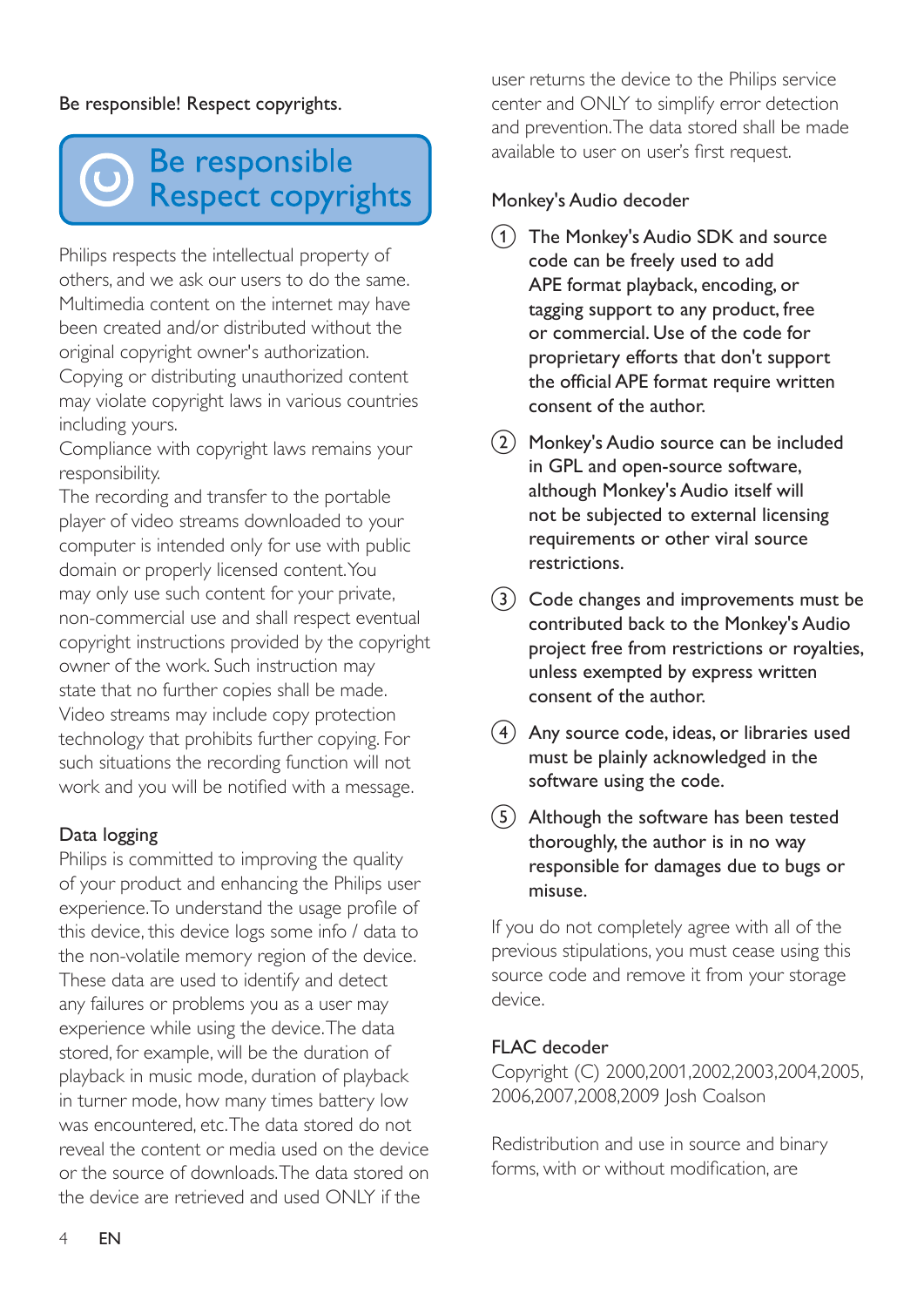Be responsible! Respect copyrights.

**Be responsible Respect copyrights**

Philips respects the intellectual property of others, and we ask our users to do the same. Multimedia content on the internet may have been created and/or distributed without the original copyright owner's authorization. Copying or distributing unauthorized content may violate copyright laws in various countries including yours.
Compliance with copyright laws remains your responsibility.
The recording and transfer to the portable player of video streams downloaded to your computer is intended only for use with public domain or properly licensed content. You may only use such content for your private, non-commercial use and shall respect eventual copyright instructions provided by the copyright owner of the work. Such instruction may state that no further copies shall be made. Video streams may include copy protection technology that prohibits further copying. For such situations the recording function will not work and you will be notified with a message.

## Data logging

Philips is committed to improving the quality of your product and enhancing the Philips user experience. To understand the usage profile of this device, this device logs some info / data to the non-volatile memory region of the device. These data are used to identify and detect any failures or problems you as a user may experience while using the device. The data stored, for example, will be the duration of playback in music mode, duration of playback in turner mode, how many times battery low was encountered, etc. The data stored do not reveal the content or media used on the device or the source of downloads. The data stored on the device are retrieved and used ONLY if the user returns the device to the Philips service center and ONLY to simplify error detection and prevention. The data stored shall be made available to user on user's first request.

## Monkey's Audio decoder

1. The Monkey's Audio SDK and source code can be freely used to add APE format playback, encoding, or tagging support to any product, free or commercial. Use of the code for proprietary efforts that don't support the official APE format require written consent of the author.
2. Monkey's Audio source can be included in GPL and open-source software, although Monkey's Audio itself will not be subjected to external licensing requirements or other viral source restrictions.
3. Code changes and improvements must be contributed back to the Monkey's Audio project free from restrictions or royalties, unless exempted by express written consent of the author.
4. Any source code, ideas, or libraries used must be plainly acknowledged in the software using the code.
5. Although the software has been tested thoroughly, the author is in no way responsible for damages due to bugs or misuse.

If you do not completely agree with all of the previous stipulations, you must cease using this source code and remove it from your storage device.

## FLAC decoder

Copyright (C) 2000,2001,2002,2003,2004,2005, 2006,2007,2008,2009 Josh Coalson

Redistribution and use in source and binary forms, with or without modification, are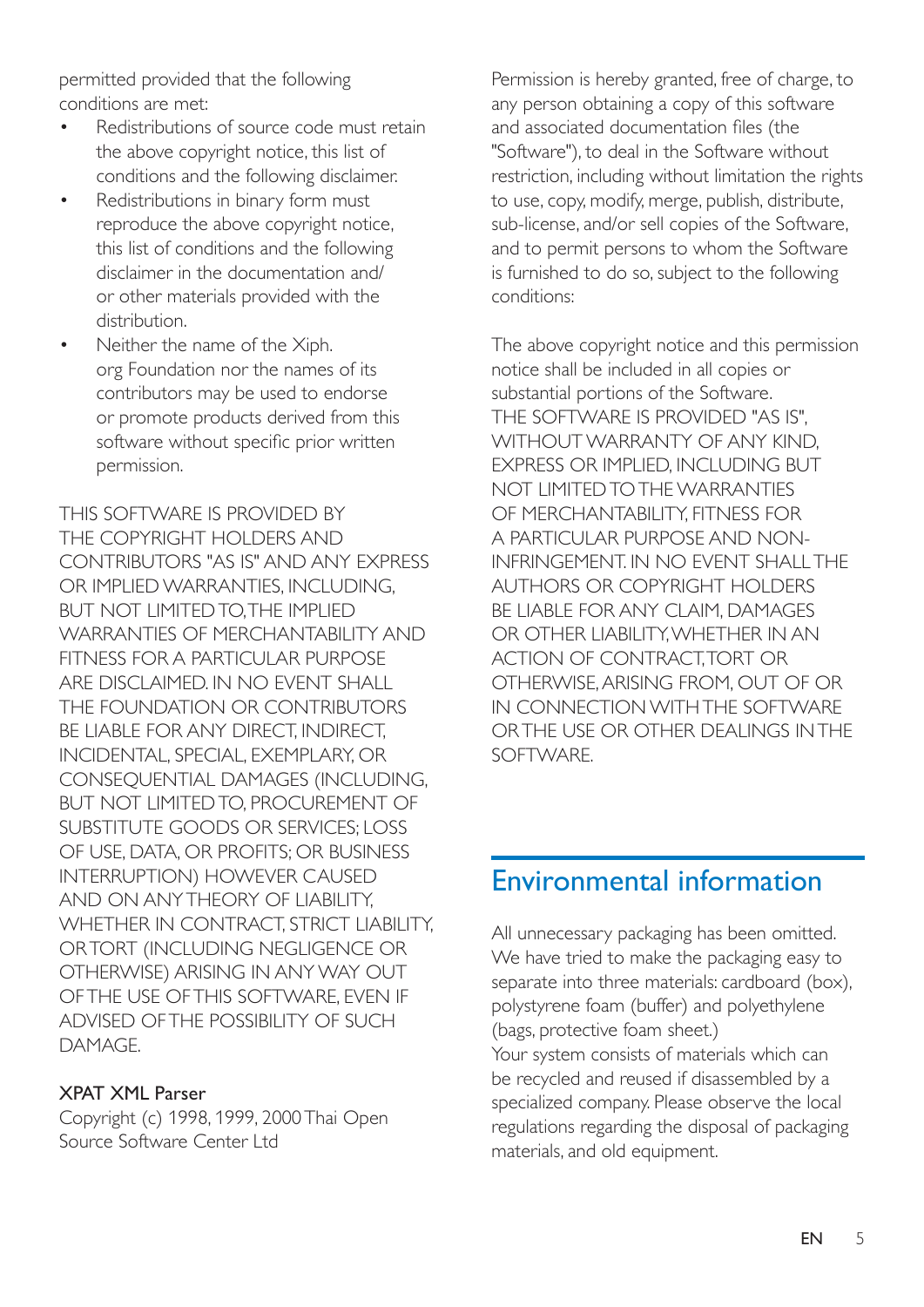permitted provided that the following conditions are met:

- Redistributions of source code must retain the above copyright notice, this list of conditions and the following disclaimer.
- Redistributions in binary form must reproduce the above copyright notice, this list of conditions and the following disclaimer in the documentation and/or other materials provided with the distribution.
- Neither the name of the Xiph.org Foundation nor the names of its contributors may be used to endorse or promote products derived from this software without specific prior written permission.

THIS SOFTWARE IS PROVIDED BY THE COPYRIGHT HOLDERS AND CONTRIBUTORS "AS IS" AND ANY EXPRESS OR IMPLIED WARRANTIES, INCLUDING, BUT NOT LIMITED TO, THE IMPLIED WARRANTIES OF MERCHANTABILITY AND FITNESS FOR A PARTICULAR PURPOSE ARE DISCLAIMED. IN NO EVENT SHALL THE FOUNDATION OR CONTRIBUTORS BE LIABLE FOR ANY DIRECT, INDIRECT, INCIDENTAL, SPECIAL, EXEMPLARY, OR CONSEQUENTIAL DAMAGES (INCLUDING, BUT NOT LIMITED TO, PROCUREMENT OF SUBSTITUTE GOODS OR SERVICES; LOSS OF USE, DATA, OR PROFITS; OR BUSINESS INTERRUPTION) HOWEVER CAUSED AND ON ANY THEORY OF LIABILITY, WHETHER IN CONTRACT, STRICT LIABILITY, OR TORT (INCLUDING NEGLIGENCE OR OTHERWISE) ARISING IN ANY WAY OUT OF THE USE OF THIS SOFTWARE, EVEN IF ADVISED OF THE POSSIBILITY OF SUCH DAMAGE.

XPAT XML Parser

Copyright (c) 1998, 1999, 2000 Thai Open Source Software Center Ltd

Permission is hereby granted, free of charge, to any person obtaining a copy of this software and associated documentation files (the "Software"), to deal in the Software without restriction, including without limitation the rights to use, copy, modify, merge, publish, distribute, sub-license, and/or sell copies of the Software, and to permit persons to whom the Software is furnished to do so, subject to the following conditions:

The above copyright notice and this permission notice shall be included in all copies or substantial portions of the Software.
THE SOFTWARE IS PROVIDED "AS IS", WITHOUT WARRANTY OF ANY KIND, EXPRESS OR IMPLIED, INCLUDING BUT NOT LIMITED TO THE WARRANTIES OF MERCHANTABILITY, FITNESS FOR A PARTICULAR PURPOSE AND NON-INFRINGEMENT. IN NO EVENT SHALL THE AUTHORS OR COPYRIGHT HOLDERS BE LIABLE FOR ANY CLAIM, DAMAGES OR OTHER LIABILITY, WHETHER IN AN ACTION OF CONTRACT, TORT OR OTHERWISE, ARISING FROM, OUT OF OR IN CONNECTION WITH THE SOFTWARE OR THE USE OR OTHER DEALINGS IN THE SOFTWARE.

## Environmental information

All unnecessary packaging has been omitted. We have tried to make the packaging easy to separate into three materials: cardboard (box), polystyrene foam (buffer) and polyethylene (bags, protective foam sheet.)
Your system consists of materials which can be recycled and reused if disassembled by a specialized company. Please observe the local regulations regarding the disposal of packaging materials, and old equipment.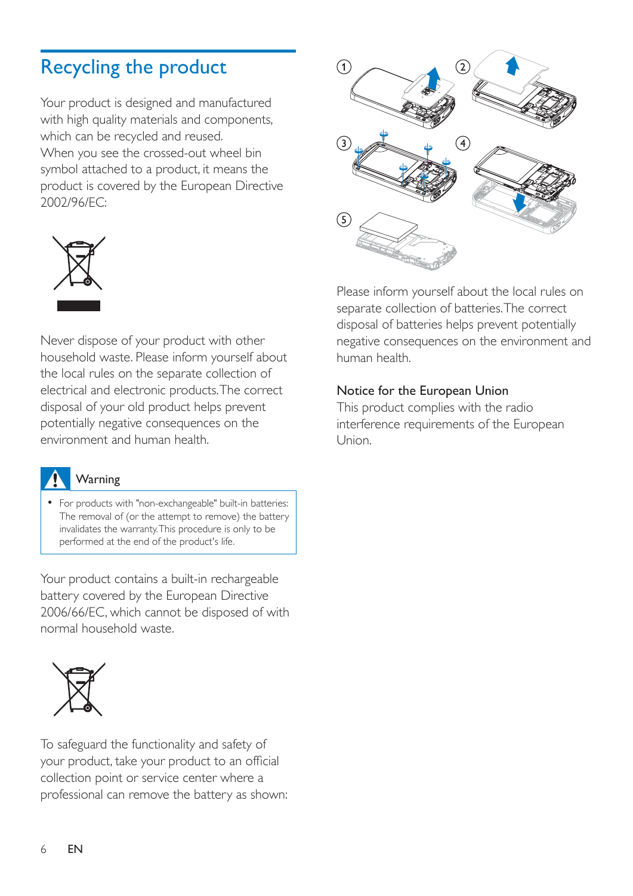# Recycling the product

Your product is designed and manufactured with high quality materials and components, which can be recycled and reused.

When you see the crossed-out wheel bin symbol attached to a product, it means the product is covered by the European Directive 2002/96/EC:

Never dispose of your product with other household waste. Please inform yourself about the local rules on the separate collection of electrical and electronic products. The correct disposal of your old product helps prevent potentially negative consequences on the environment and human health.

> **Warning**
>
> - For products with "non-exchangeable" built-in batteries: The removal of (or the attempt to remove) the battery invalidates the warranty. This procedure is only to be performed at the end of the product's life.

Your product contains a built-in rechargeable battery covered by the European Directive 2006/66/EC, which cannot be disposed of with normal household waste.

To safeguard the functionality and safety of your product, take your product to an official collection point or service center where a professional can remove the battery as shown:

Please inform yourself about the local rules on separate collection of batteries. The correct disposal of batteries helps prevent potentially negative consequences on the environment and human health.

## Notice for the European Union

This product complies with the radio interference requirements of the European Union.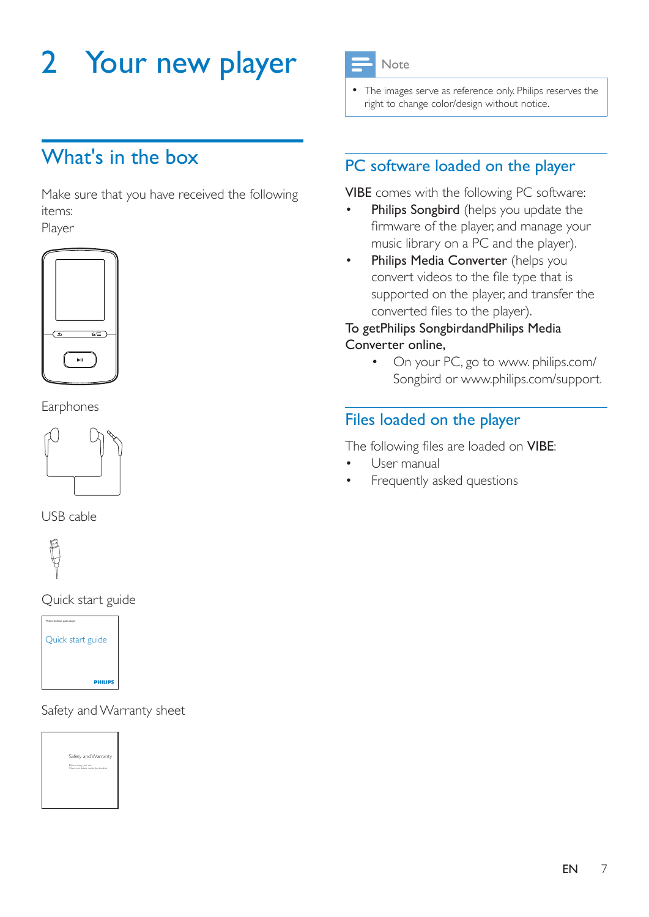# 2 Your new player

> **Note**
>
> - The images serve as reference only. Philips reserves the right to change color/design without notice.

## What's in the box

Make sure that you have received the following items:

Player

Earphones

USB cable

Quick start guide

Safety and Warranty sheet

## PC software loaded on the player

**VIBE** comes with the following PC software:

- **Philips Songbird** (helps you update the firmware of the player, and manage your music library on a PC and the player).
- **Philips Media Converter** (helps you convert videos to the file type that is supported on the player, and transfer the converted files to the player).

**To getPhilips SongbirdandPhilips Media Converter online,**

- On your PC, go to www. philips.com/ Songbird or www.philips.com/support.

## Files loaded on the player

The following files are loaded on **VIBE**:

- User manual
- Frequently asked questions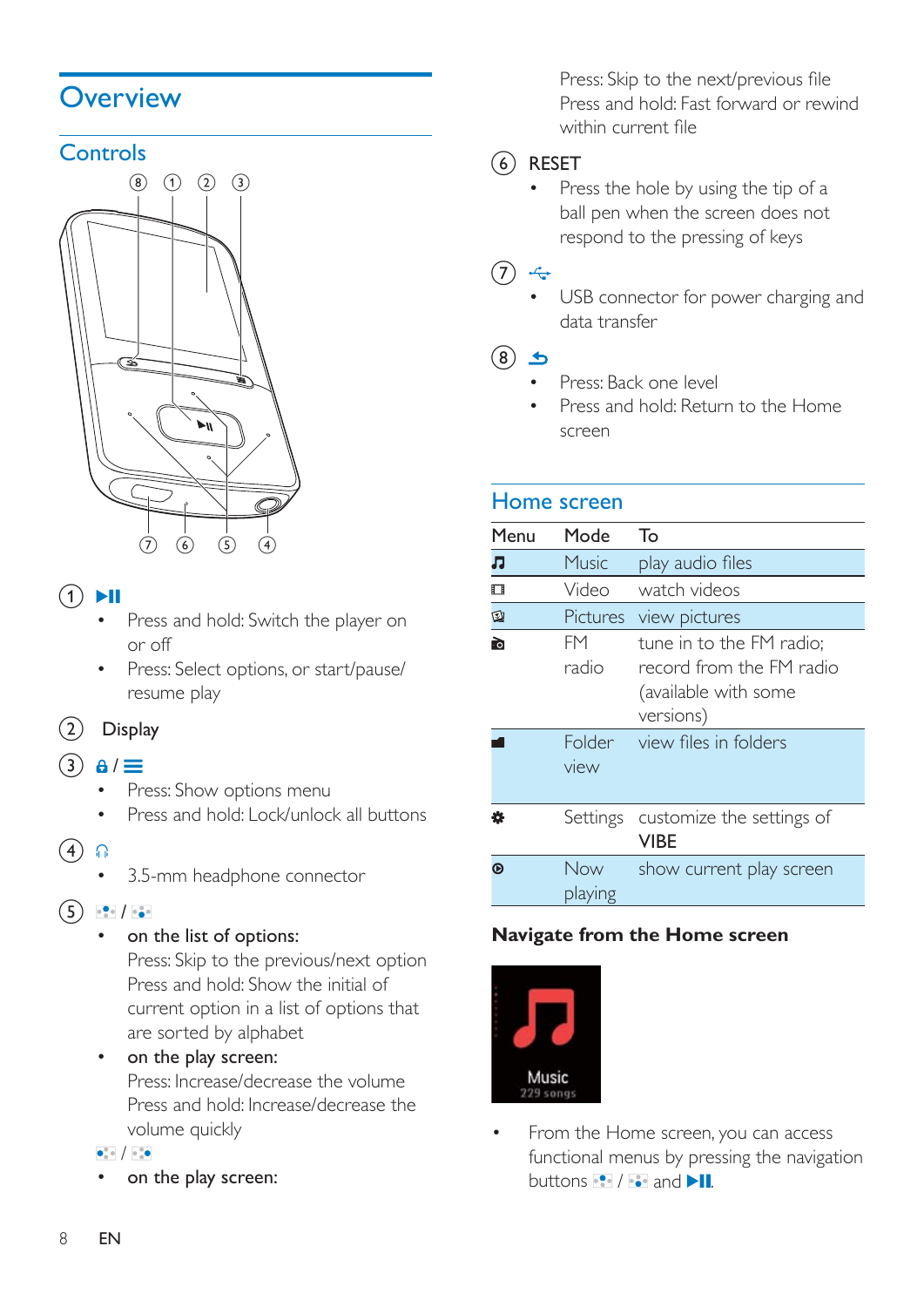# Overview

## Controls

1 ▶II

- Press and hold: Switch the player on or off
- Press: Select options, or start/pause/resume play

2 Display

3 🔒/ ≡

- Press: Show options menu
- Press and hold: Lock/unlock all buttons

4 🎧

- 3.5-mm headphone connector

5 

- on the list of options:
  Press: Skip to the previous/next option
  Press and hold: Show the initial of current option in a list of options that are sorted by alphabet
- on the play screen:
  Press: Increase/decrease the volume
  Press and hold: Increase/decrease the volume quickly

- on the play screen:
  Press: Skip to the next/previous file
  Press and hold: Fast forward or rewind within current file

6 RESET

- Press the hole by using the tip of a ball pen when the screen does not respond to the pressing of keys

7 

- USB connector for power charging and data transfer

8 

- Press: Back one level
- Press and hold: Return to the Home screen

## Home screen

| Menu | Mode | To |
|---|---|---|
| | Music | play audio files |
| | Video | watch videos |
| | Pictures | view pictures |
| | FM radio | tune in to the FM radio; record from the FM radio (available with some versions) |
| | Folder view | view files in folders |
| | Settings | customize the settings of **VIBE** |
| | Now playing | show current play screen |

### Navigate from the Home screen

Music
229 songs

- From the Home screen, you can access functional menus by pressing the navigation buttons  /  and ▶II.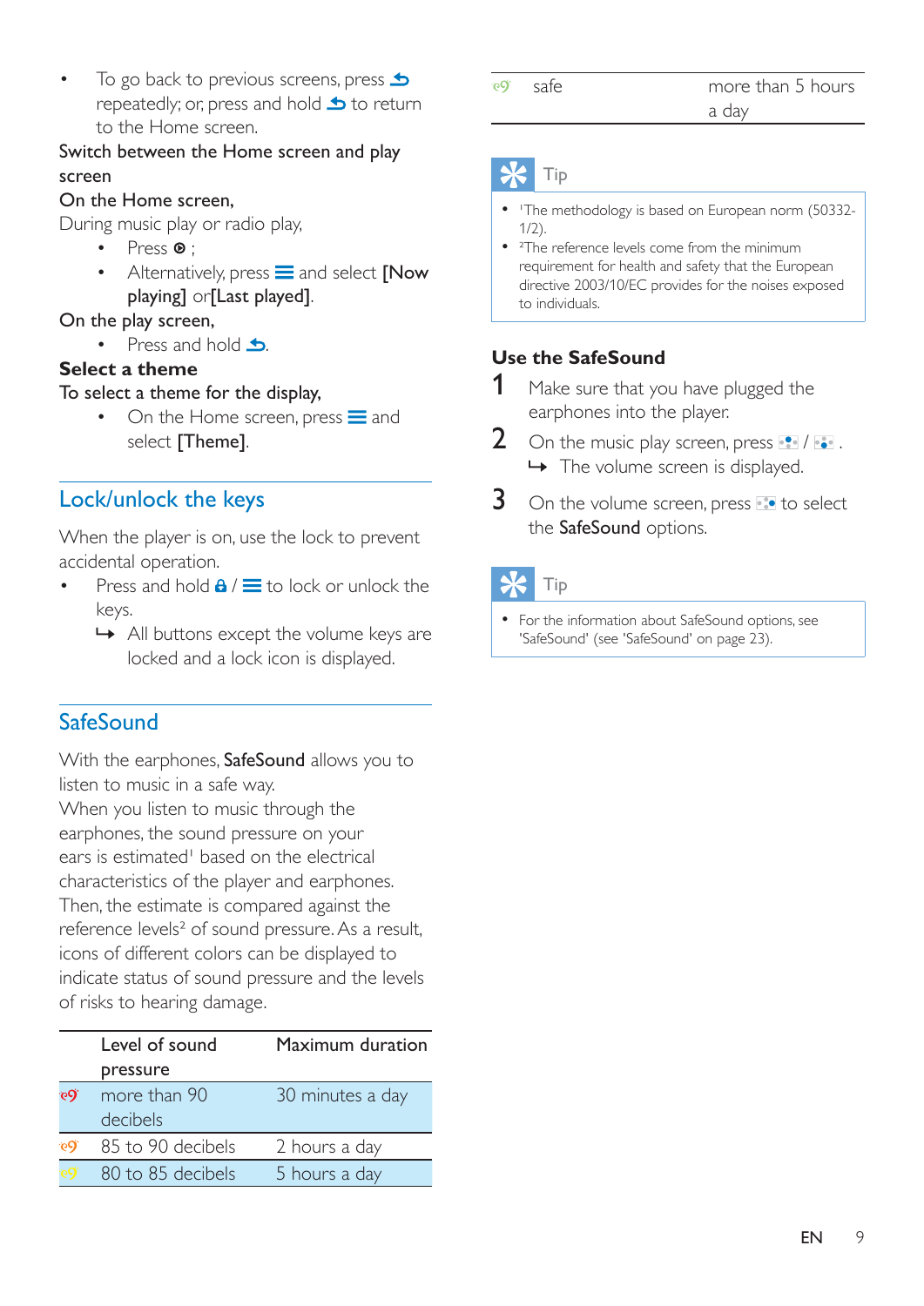- To go back to previous screens, press ⮌ repeatedly; or, press and hold ⮌ to return to the Home screen.

Switch between the Home screen and play screen

On the Home screen,

During music play or radio play,

- Press ⦿ ;
- Alternatively, press ☰ and select [Now playing] or[Last played].

On the play screen,

- Press and hold ⮌.

**Select a theme**

To select a theme for the display,

- On the Home screen, press ☰ and select [Theme].

## Lock/unlock the keys

When the player is on, use the lock to prevent accidental operation.

- Press and hold 🔒 / ☰ to lock or unlock the keys.
  - ↳ All buttons except the volume keys are locked and a lock icon is displayed.

## SafeSound

With the earphones, **SafeSound** allows you to listen to music in a safe way.

When you listen to music through the earphones, the sound pressure on your ears is estimated[1] based on the electrical characteristics of the player and earphones. Then, the estimate is compared against the reference levels[2] of sound pressure. As a result, icons of different colors can be displayed to indicate status of sound pressure and the levels of risks to hearing damage.

| | Level of sound pressure | Maximum duration |
|---|---|---|
| | more than 90 decibels | 30 minutes a day |
| | 85 to 90 decibels | 2 hours a day |
| | 80 to 85 decibels | 5 hours a day |
| | safe | more than 5 hours a day |

**Tip**

- [1]The methodology is based on European norm (50332-1/2).
- [2]The reference levels come from the minimum requirement for health and safety that the European directive 2003/10/EC provides for the noises exposed to individuals.

### Use the SafeSound

1. Make sure that you have plugged the earphones into the player.
2. On the music play screen, press ⠿ / ⠿ .
   - ↳ The volume screen is displayed.
3. On the volume screen, press ⠿ to select the **SafeSound** options.

**Tip**

- For the information about SafeSound options, see 'SafeSound' (see 'SafeSound' on page 23).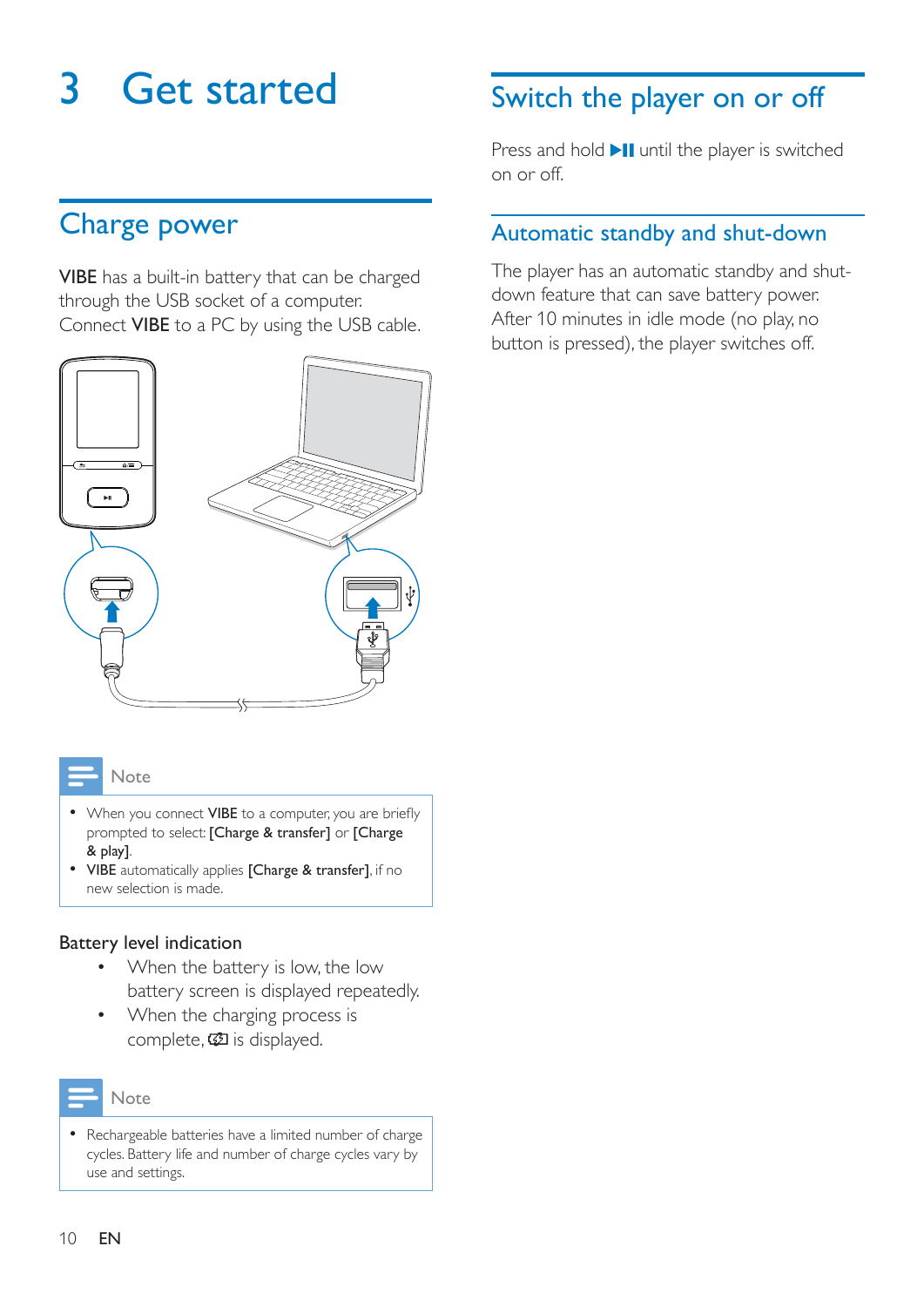# 3 Get started

## Charge power

**VIBE** has a built-in battery that can be charged through the USB socket of a computer.

Connect **VIBE** to a PC by using the USB cable.

Note

- When you connect **VIBE** to a computer, you are briefly prompted to select: **[Charge & transfer]** or **[Charge & play]**.
- **VIBE** automatically applies **[Charge & transfer]**, if no new selection is made.

Battery level indication

- When the battery is low, the low battery screen is displayed repeatedly.
- When the charging process is complete, is displayed.

Note

- Rechargeable batteries have a limited number of charge cycles. Battery life and number of charge cycles vary by use and settings.

## Switch the player on or off

Press and hold ▶❚❚ until the player is switched on or off.

## Automatic standby and shut-down

The player has an automatic standby and shut-down feature that can save battery power.

After 10 minutes in idle mode (no play, no button is pressed), the player switches off.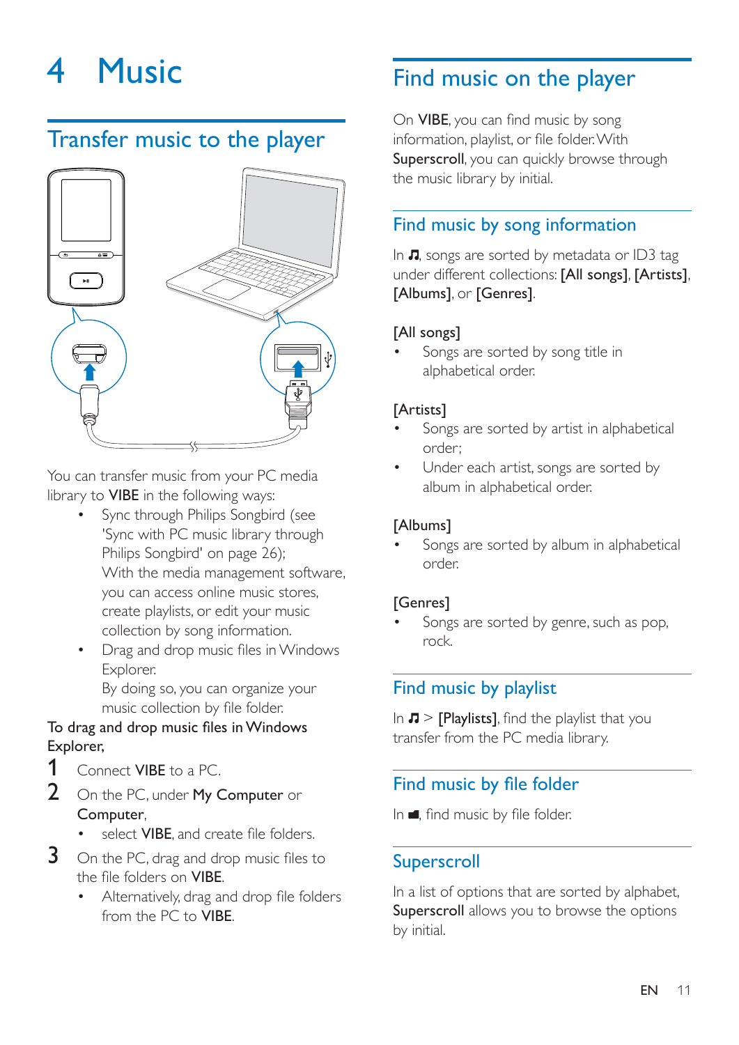# 4 Music

## Transfer music to the player

You can transfer music from your PC media library to **VIBE** in the following ways:

- Sync through Philips Songbird (see 'Sync with PC music library through Philips Songbird' on page 26);
  With the media management software, you can access online music stores, create playlists, or edit your music collection by song information.
- Drag and drop music files in Windows Explorer.
  By doing so, you can organize your music collection by file folder.

To drag and drop music files in Windows Explorer,

1. Connect **VIBE** to a PC.
2. On the PC, under **My Computer** or **Computer**,
   - select **VIBE**, and create file folders.
3. On the PC, drag and drop music files to the file folders on **VIBE**.
   - Alternatively, drag and drop file folders from the PC to **VIBE**.

## Find music on the player

On **VIBE**, you can find music by song information, playlist, or file folder. With **Superscroll**, you can quickly browse through the music library by initial.

### Find music by song information

In ♫, songs are sorted by metadata or ID3 tag under different collections: **[All songs]**, **[Artists]**, **[Albums]**, or **[Genres]**.

[All songs]

- Songs are sorted by song title in alphabetical order.

[Artists]

- Songs are sorted by artist in alphabetical order;
- Under each artist, songs are sorted by album in alphabetical order.

[Albums]

- Songs are sorted by album in alphabetical order.

[Genres]

- Songs are sorted by genre, such as pop, rock.

### Find music by playlist

In ♫ > **[Playlists]**, find the playlist that you transfer from the PC media library.

### Find music by file folder

In ■, find music by file folder.

### Superscroll

In a list of options that are sorted by alphabet, **Superscroll** allows you to browse the options by initial.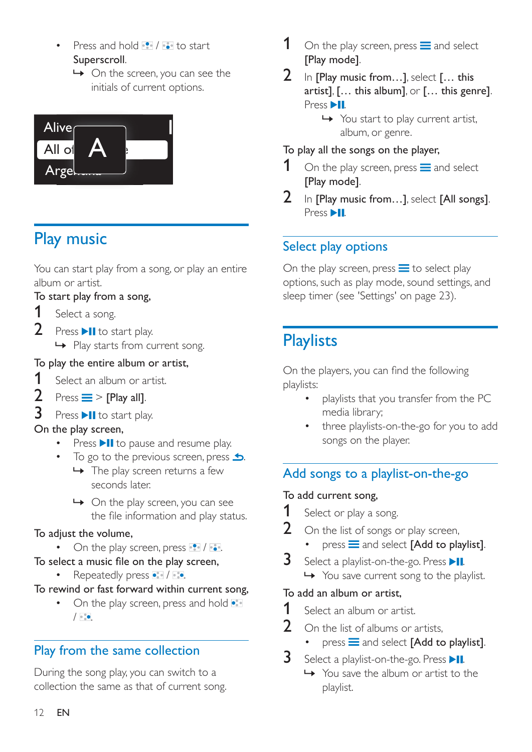- Press and hold  /  to start Superscroll.
  - ↳ On the screen, you can see the initials of current options.

# Play music

You can start play from a song, or play an entire album or artist.

To start play from a song,

1. Select a song.
2. Press ▶II to start play.
   - ↳ Play starts from current song.

To play the entire album or artist,

1. Select an album or artist.
2. Press ☰ > **[Play all]**.
3. Press ▶II to start play.

On the play screen,

- Press ▶II to pause and resume play.
- To go to the previous screen, press ↰.
  - ↳ The play screen returns a few seconds later.
  - ↳ On the play screen, you can see the file information and play status.

To adjust the volume,

- On the play screen, press  / .

To select a music file on the play screen,

- Repeatedly press  / .

To rewind or fast forward within current song,

- On the play screen, press and hold  / .

## Play from the same collection

During the song play, you can switch to a collection the same as that of current song.

1. On the play screen, press ☰ and select **[Play mode]**.
2. In **[Play music from…]**, select **[… this artist]**, **[… this album]**, or **[… this genre]**. Press ▶II.
   - ↳ You start to play current artist, album, or genre.

To play all the songs on the player,

1. On the play screen, press ☰ and select **[Play mode]**.
2. In **[Play music from…]**, select **[All songs]**. Press ▶II.

## Select play options

On the play screen, press ☰ to select play options, such as play mode, sound settings, and sleep timer (see 'Settings' on page 23).

# Playlists

On the players, you can find the following playlists:

- playlists that you transfer from the PC media library;
- three playlists-on-the-go for you to add songs on the player.

## Add songs to a playlist-on-the-go

To add current song,

1. Select or play a song.
2. On the list of songs or play screen,
   - press ☰ and select **[Add to playlist]**.
3. Select a playlist-on-the-go. Press ▶II.
   - ↳ You save current song to the playlist.

To add an album or artist,

1. Select an album or artist.
2. On the list of albums or artists,
   - press ☰ and select **[Add to playlist]**.
3. Select a playlist-on-the-go. Press ▶II.
   - ↳ You save the album or artist to the playlist.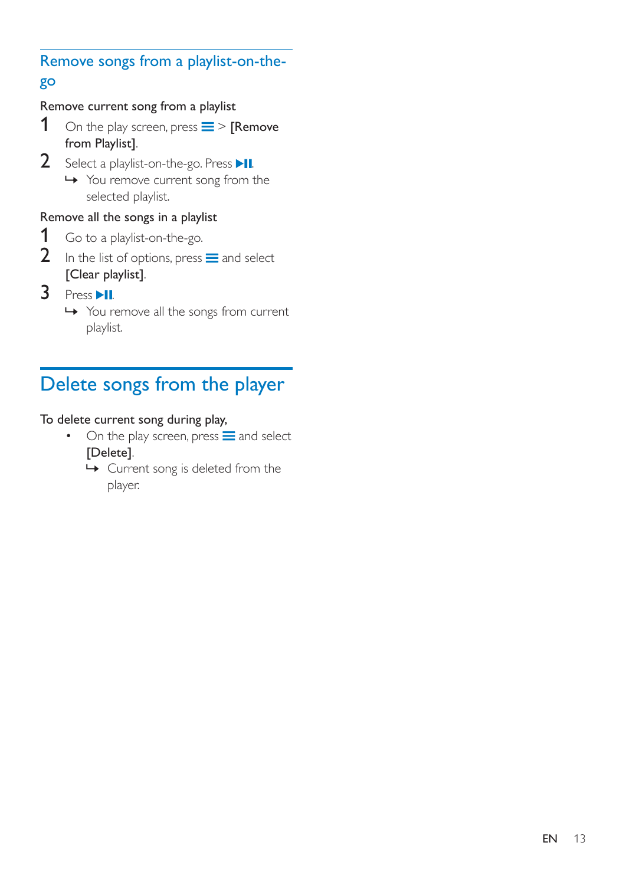## Remove songs from a playlist-on-the-go

Remove current song from a playlist

1. On the play screen, press ≡ > **[Remove from Playlist]**.
2. Select a playlist-on-the-go. Press ▶II.
   ↳ You remove current song from the selected playlist.

Remove all the songs in a playlist

1. Go to a playlist-on-the-go.
2. In the list of options, press ≡ and select **[Clear playlist]**.
3. Press ▶II.
   ↳ You remove all the songs from current playlist.

# Delete songs from the player

To delete current song during play,

- On the play screen, press ≡ and select **[Delete]**.
  ↳ Current song is deleted from the player.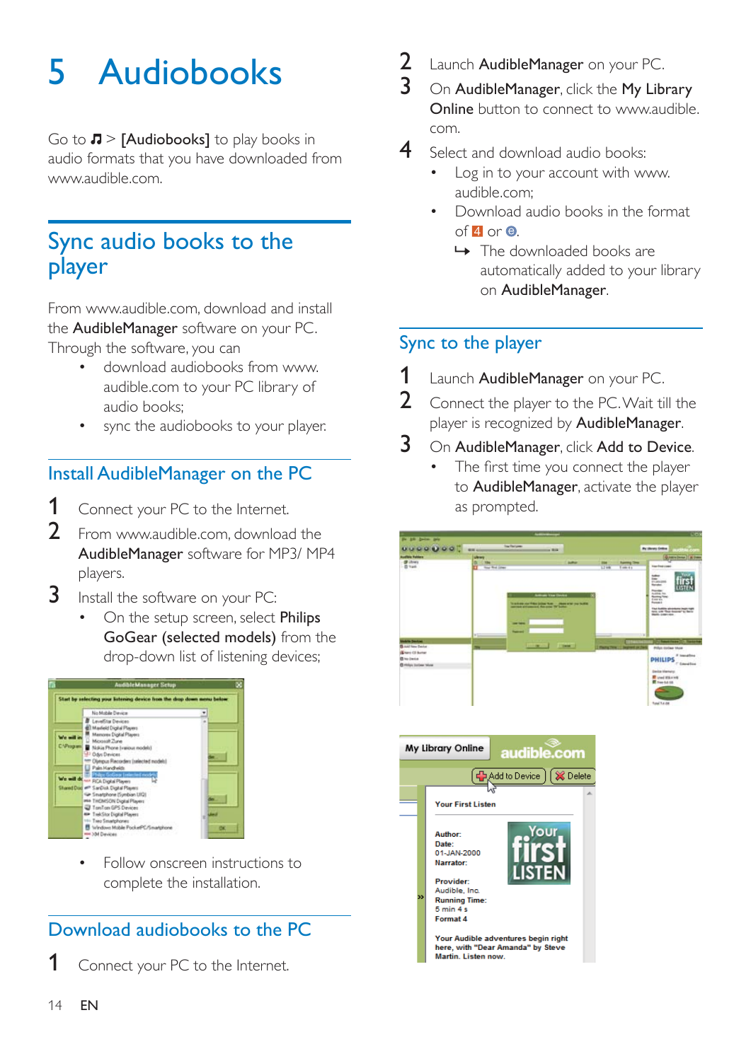# 5 Audiobooks

Go to ♫ > [Audiobooks] to play books in audio formats that you have downloaded from www.audible.com.

## Sync audio books to the player

From www.audible.com, download and install the **AudibleManager** software on your PC. Through the software, you can

- download audiobooks from www.audible.com to your PC library of audio books;
- sync the audiobooks to your player.

### Install AudibleManager on the PC

1. Connect your PC to the Internet.
2. From www.audible.com, download the **AudibleManager** software for MP3/ MP4 players.
3. Install the software on your PC:
   - On the setup screen, select **Philips GoGear (selected models)** from the drop-down list of listening devices;
   - Follow onscreen instructions to complete the installation.

### Download audiobooks to the PC

1. Connect your PC to the Internet.
2. Launch **AudibleManager** on your PC.
3. On **AudibleManager**, click the **My Library Online** button to connect to www.audible.com.
4. Select and download audio books:
   - Log in to your account with www.audible.com;
   - Download audio books in the format of 4 or ⊜.
     - ↪ The downloaded books are automatically added to your library on **AudibleManager**.

### Sync to the player

1. Launch **AudibleManager** on your PC.
2. Connect the player to the PC. Wait till the player is recognized by **AudibleManager**.
3. On **AudibleManager**, click **Add to Device**.
   - The first time you connect the player to **AudibleManager**, activate the player as prompted.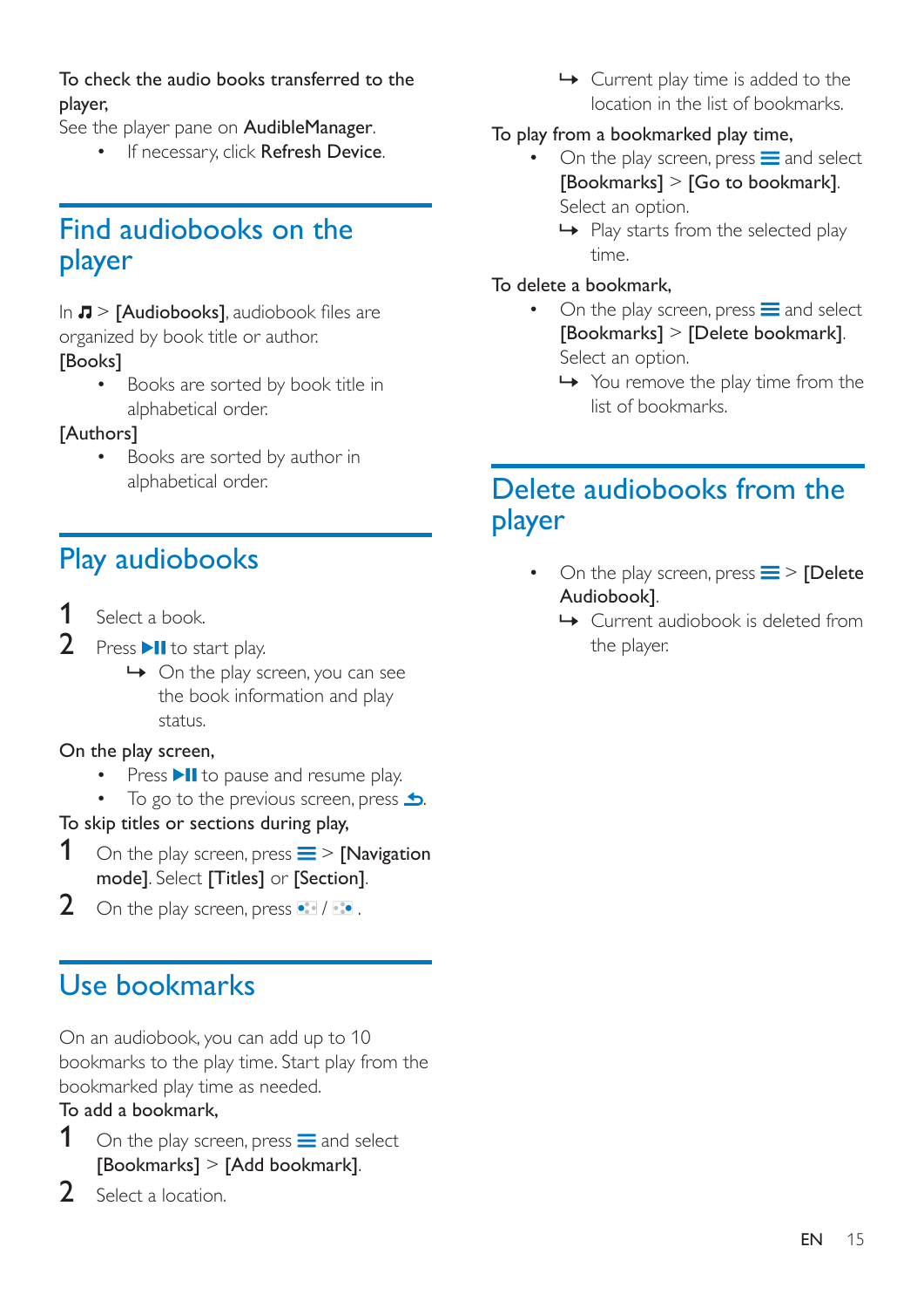To check the audio books transferred to the player,

See the player pane on **AudibleManager**.

- If necessary, click **Refresh Device**.

## Find audiobooks on the player

In ♫ > **[Audiobooks]**, audiobook files are organized by book title or author.

**[Books]**

- Books are sorted by book title in alphabetical order.

**[Authors]**

- Books are sorted by author in alphabetical order.

## Play audiobooks

1. Select a book.
2. Press ▶II to start play.
   ↪ On the play screen, you can see the book information and play status.

On the play screen,

- Press ▶II to pause and resume play.
- To go to the previous screen, press ↩.

To skip titles or sections during play,

1. On the play screen, press ☰ > **[Navigation mode]**. Select **[Titles]** or **[Section]**.
2. On the play screen, press ⏮ / ⏭ .

## Use bookmarks

On an audiobook, you can add up to 10 bookmarks to the play time. Start play from the bookmarked play time as needed.

To add a bookmark,

1. On the play screen, press ☰ and select **[Bookmarks]** > **[Add bookmark]**.
2. Select a location.
   ↪ Current play time is added to the location in the list of bookmarks.

To play from a bookmarked play time,

- On the play screen, press ☰ and select **[Bookmarks]** > **[Go to bookmark]**. Select an option.
  ↪ Play starts from the selected play time.

To delete a bookmark,

- On the play screen, press ☰ and select **[Bookmarks]** > **[Delete bookmark]**. Select an option.
  ↪ You remove the play time from the list of bookmarks.

## Delete audiobooks from the player

- On the play screen, press ☰ > **[Delete Audiobook]**.
  ↪ Current audiobook is deleted from the player.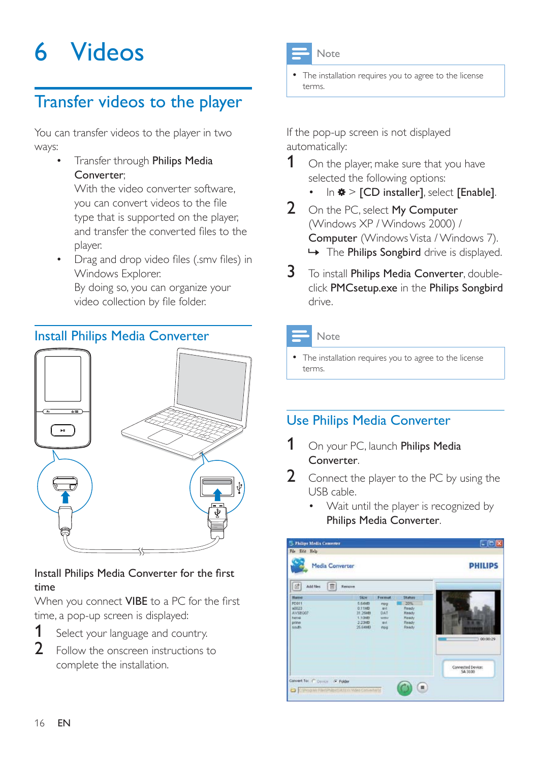# 6 Videos

## Transfer videos to the player

You can transfer videos to the player in two ways:

- Transfer through **Philips Media Converter**;
  With the video converter software, you can convert videos to the file type that is supported on the player, and transfer the converted files to the player.
- Drag and drop video files (.smv files) in Windows Explorer.
  By doing so, you can organize your video collection by file folder.

### Install Philips Media Converter

**Install Philips Media Converter for the first time**

When you connect **VIBE** to a PC for the first time, a pop-up screen is displayed:

1. Select your language and country.
2. Follow the onscreen instructions to complete the installation.

> **Note**
>
> - The installation requires you to agree to the license terms.

If the pop-up screen is not displayed automatically:

1. On the player, make sure that you have selected the following options:
   - In ✱ > **[CD installer]**, select **[Enable]**.
2. On the PC, select **My Computer** (Windows XP / Windows 2000) / **Computer** (Windows Vista / Windows 7).
   ↪ The **Philips Songbird** drive is displayed.
3. To install **Philips Media Converter**, double-click **PMCsetup.exe** in the **Philips Songbird** drive.

> **Note**
>
> - The installation requires you to agree to the license terms.

### Use Philips Media Converter

1. On your PC, launch **Philips Media Converter**.
2. Connect the player to the PC by using the USB cable.
   - Wait until the player is recognized by **Philips Media Converter**.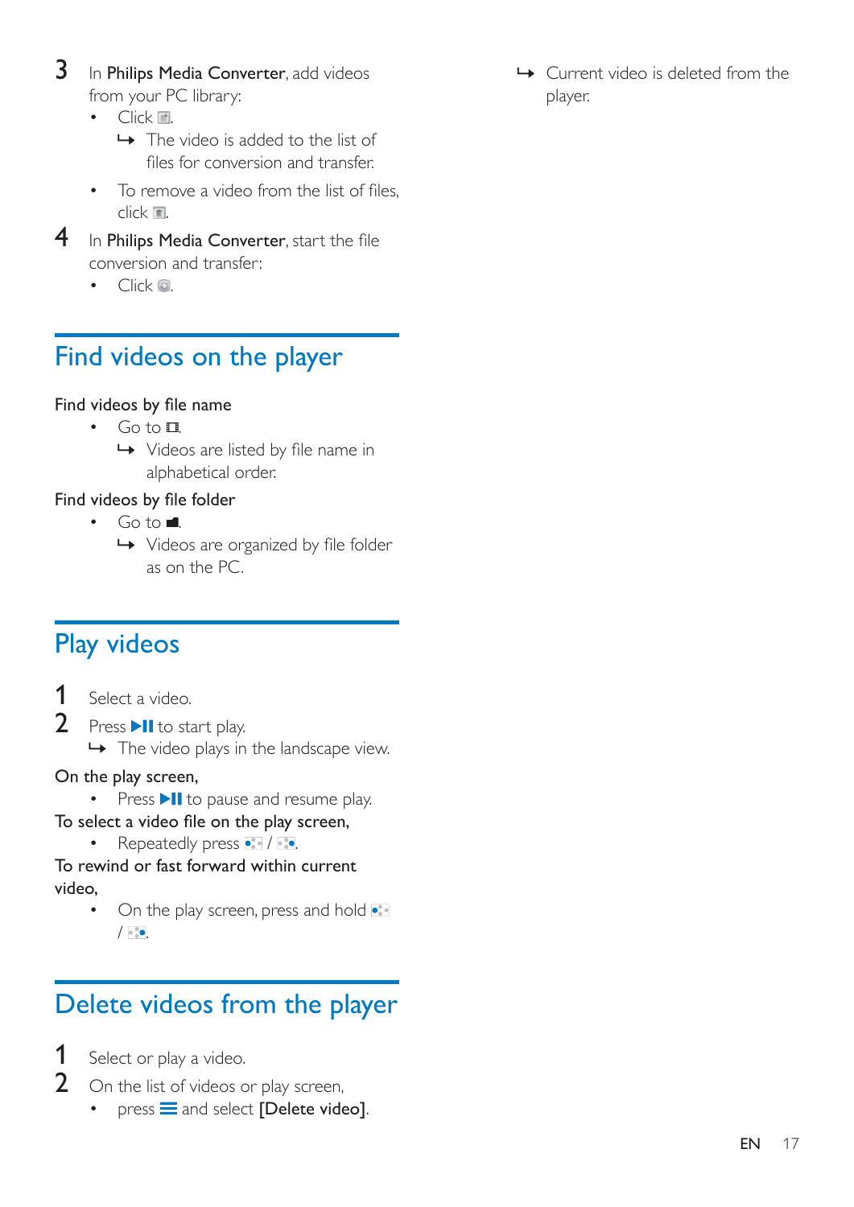3 In **Philips Media Converter**, add videos from your PC library:
- Click .
  - ↳ The video is added to the list of files for conversion and transfer.
- To remove a video from the list of files, click .

4 In **Philips Media Converter**, start the file conversion and transfer:
- Click .

## Find videos on the player

**Find videos by file name**
- Go to .
  - ↳ Videos are listed by file name in alphabetical order.

**Find videos by file folder**
- Go to .
  - ↳ Videos are organized by file folder as on the PC.

## Play videos

1 Select a video.

2 Press ▶II to start play.
↳ The video plays in the landscape view.

**On the play screen,**
- Press ▶II to pause and resume play.

**To select a video file on the play screen,**
- Repeatedly press  / .

**To rewind or fast forward within current video,**
- On the play screen, press and hold  / .

## Delete videos from the player

1 Select or play a video.

2 On the list of videos or play screen,
- press ☰ and select **[Delete video]**.
  - ↳ Current video is deleted from the player.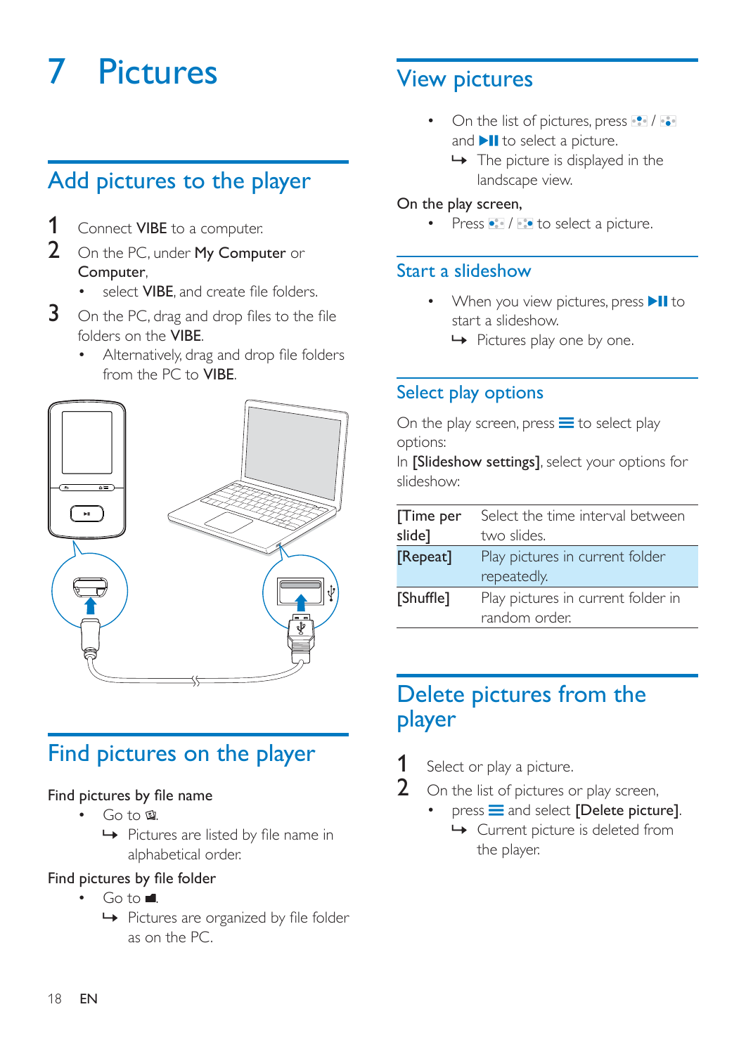# 7 Pictures

## Add pictures to the player

1. Connect **VIBE** to a computer.
2. On the PC, under **My Computer** or **Computer**,
   - select **VIBE**, and create file folders.
3. On the PC, drag and drop files to the file folders on the **VIBE**.
   - Alternatively, drag and drop file folders from the PC to **VIBE**.

## Find pictures on the player

**Find pictures by file name**

- Go to .
  ↪ Pictures are listed by file name in alphabetical order.

**Find pictures by file folder**

- Go to .
  ↪ Pictures are organized by file folder as on the PC.

## View pictures

- On the list of pictures, press  /  and ▶II to select a picture.
  ↪ The picture is displayed in the landscape view.

On the play screen,

- Press  /  to select a picture.

### Start a slideshow

- When you view pictures, press ▶II to start a slideshow.
  ↪ Pictures play one by one.

### Select play options

On the play screen, press ≡ to select play options:

In **[Slideshow settings]**, select your options for slideshow:

| | |
|---|---|
| [Time per slide] | Select the time interval between two slides. |
| [Repeat] | Play pictures in current folder repeatedly. |
| [Shuffle] | Play pictures in current folder in random order. |

## Delete pictures from the player

1. Select or play a picture.
2. On the list of pictures or play screen,
   - press ≡ and select **[Delete picture]**.
     ↪ Current picture is deleted from the player.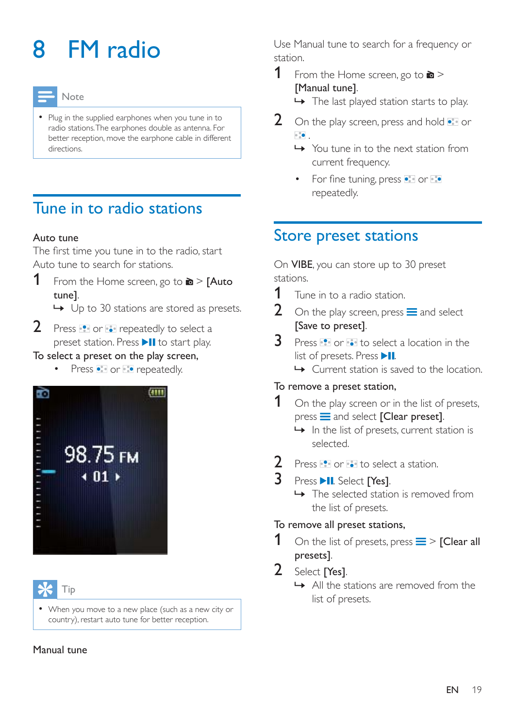# 8 FM radio

> **Note**
>
> - Plug in the supplied earphones when you tune in to radio stations. The earphones double as antenna. For better reception, move the earphone cable in different directions.

## Tune in to radio stations

### Auto tune

The first time you tune in to the radio, start Auto tune to search for stations.

1. From the Home screen, go to > **[Auto tune]**.
   ↳ Up to 30 stations are stored as presets.
2. Press or repeatedly to select a preset station. Press ▶II to start play.

To select a preset on the play screen,

- Press or repeatedly.

> **Tip**
>
> - When you move to a new place (such as a new city or country), restart auto tune for better reception.

### Manual tune

Use Manual tune to search for a frequency or station.

1. From the Home screen, go to > **[Manual tune]**.
   ↳ The last played station starts to play.
2. On the play screen, press and hold or .
   ↳ You tune in to the next station from current frequency.
   - For fine tuning, press or repeatedly.

## Store preset stations

On **VIBE**, you can store up to 30 preset stations.

1. Tune in to a radio station.
2. On the play screen, press ☰ and select **[Save to preset]**.
3. Press or to select a location in the list of presets. Press ▶II.
   ↳ Current station is saved to the location.

To remove a preset station,

1. On the play screen or in the list of presets, press ☰ and select **[Clear preset]**.
   ↳ In the list of presets, current station is selected.
2. Press or to select a station.
3. Press ▶II. Select **[Yes]**.
   ↳ The selected station is removed from the list of presets.

To remove all preset stations,

1. On the list of presets, press ☰ > **[Clear all presets]**.
2. Select **[Yes]**.
   ↳ All the stations are removed from the list of presets.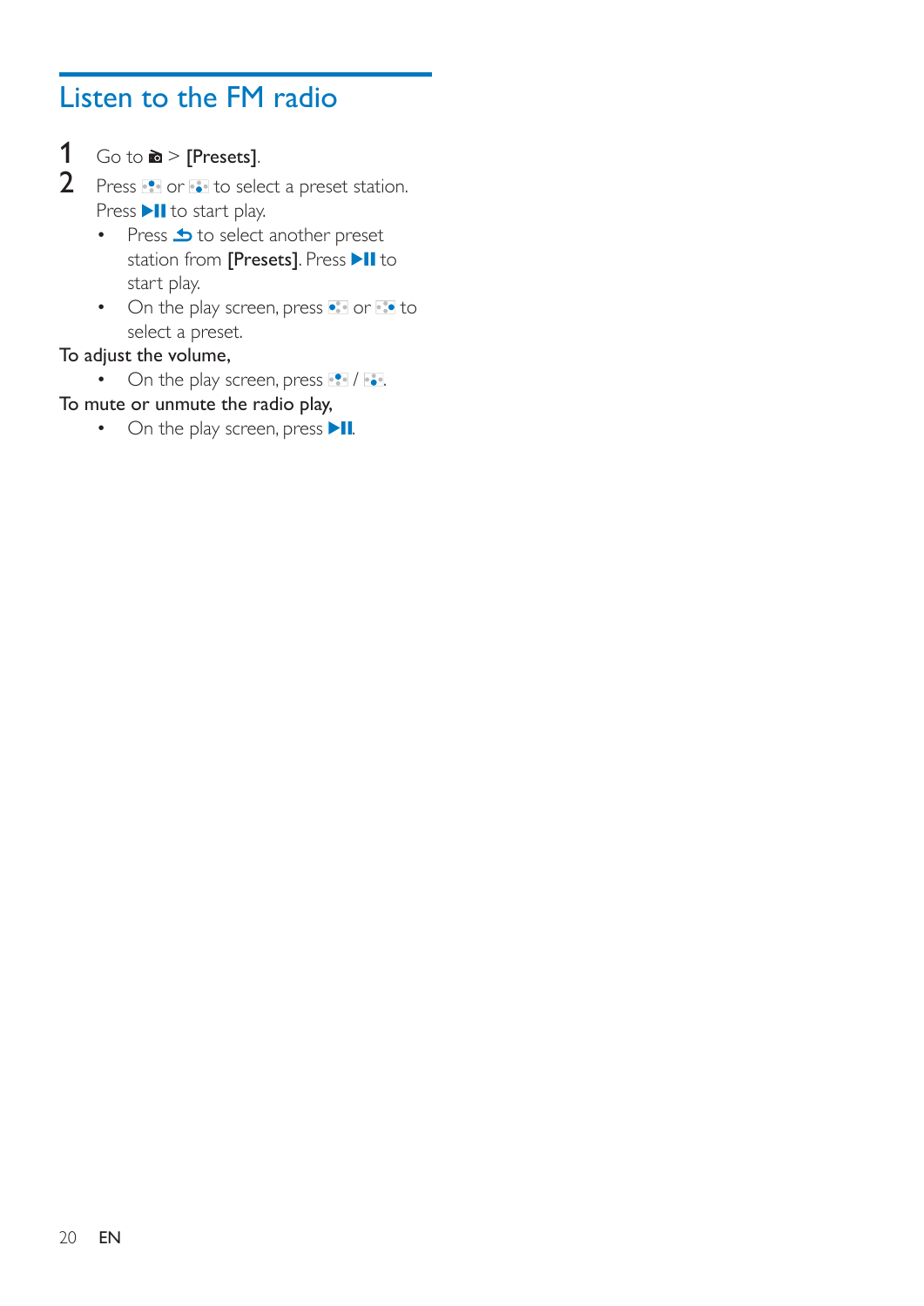# Listen to the FM radio

1. Go to 📻 > **[Presets]**.
2. Press ⁘ or ⁘ to select a preset station. Press ▶II to start play.
   - Press ↶ to select another preset station from **[Presets]**. Press ▶II to start play.
   - On the play screen, press ⁘ or ⁘ to select a preset.

To adjust the volume,

- On the play screen, press ⁘ / ⁘.

To mute or unmute the radio play,

- On the play screen, press ▶II.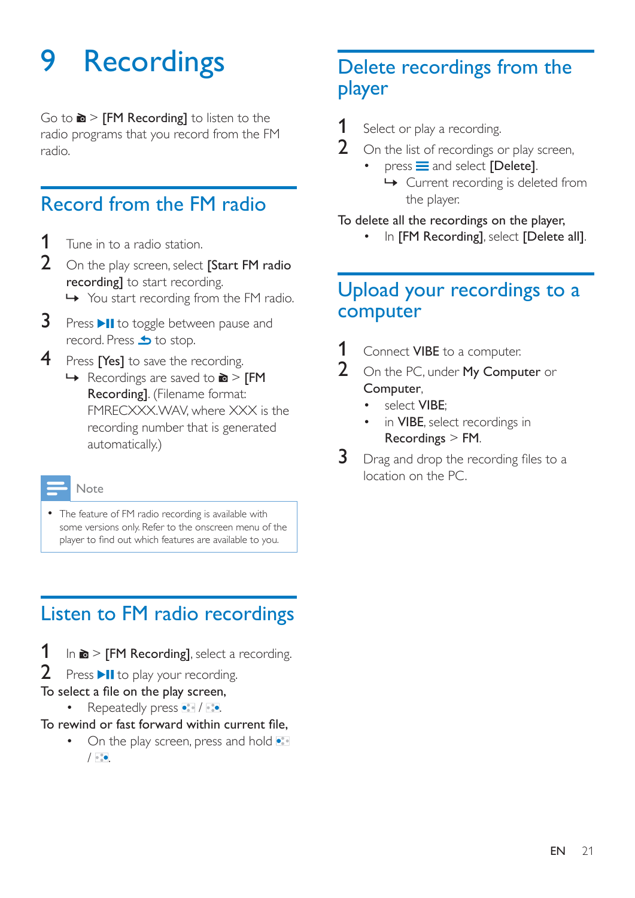# 9 Recordings

Go to  > **[FM Recording]** to listen to the radio programs that you record from the FM radio.

## Record from the FM radio

1. Tune in to a radio station.
2. On the play screen, select **[Start FM radio recording]** to start recording.
   - ↳ You start recording from the FM radio.
3. Press **▶II** to toggle between pause and record. Press  to stop.
4. Press **[Yes]** to save the recording.
   - ↳ Recordings are saved to  > **[FM Recording]**. (Filename format: FMRECXXX.WAV, where XXX is the recording number that is generated automatically.)

**Note**

- The feature of FM radio recording is available with some versions only. Refer to the onscreen menu of the player to find out which features are available to you.

## Listen to FM radio recordings

1. In  > **[FM Recording]**, select a recording.
2. Press **▶II** to play your recording.

**To select a file on the play screen,**

- Repeatedly press  / .

**To rewind or fast forward within current file,**

- On the play screen, press and hold  / .

## Delete recordings from the player

1. Select or play a recording.
2. On the list of recordings or play screen,
   - press **☰** and select **[Delete]**.
     - ↳ Current recording is deleted from the player.

**To delete all the recordings on the player,**

- In **[FM Recording]**, select **[Delete all]**.

## Upload your recordings to a computer

1. Connect **VIBE** to a computer.
2. On the PC, under **My Computer** or **Computer**,
   - select **VIBE**;
   - in **VIBE**, select recordings in **Recordings** > **FM**.
3. Drag and drop the recording files to a location on the PC.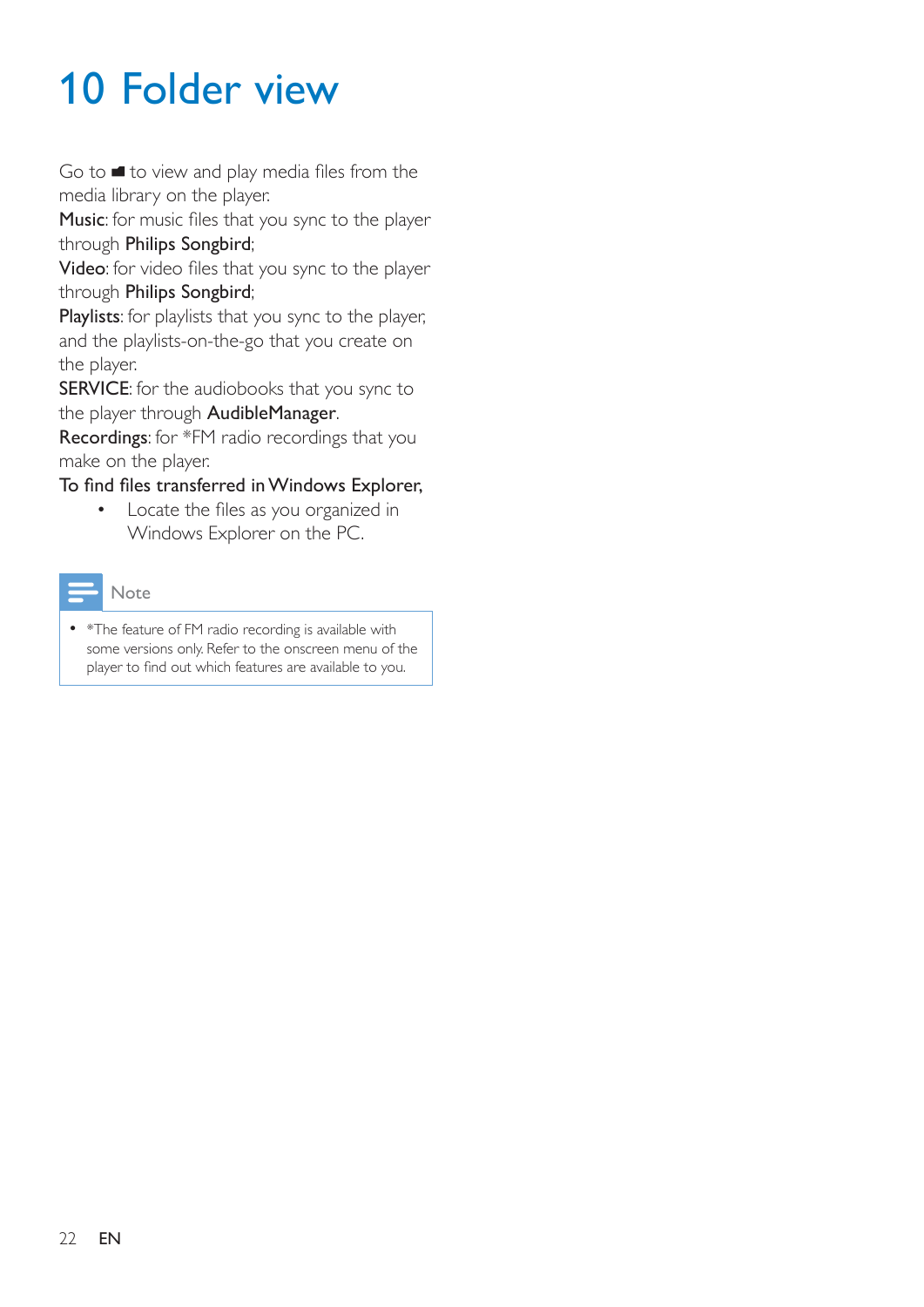# 10 Folder view

Go to ■ to view and play media files from the media library on the player.

**Music**: for music files that you sync to the player through **Philips Songbird**;

**Video**: for video files that you sync to the player through **Philips Songbird**;

**Playlists**: for playlists that you sync to the player, and the playlists-on-the-go that you create on the player.

**SERVICE**: for the audiobooks that you sync to the player through **AudibleManager**.

**Recordings**: for *FM radio recordings that you make on the player.

To find files transferred in Windows Explorer,

- Locate the files as you organized in Windows Explorer on the PC.

Note

- *The feature of FM radio recording is available with some versions only. Refer to the onscreen menu of the player to find out which features are available to you.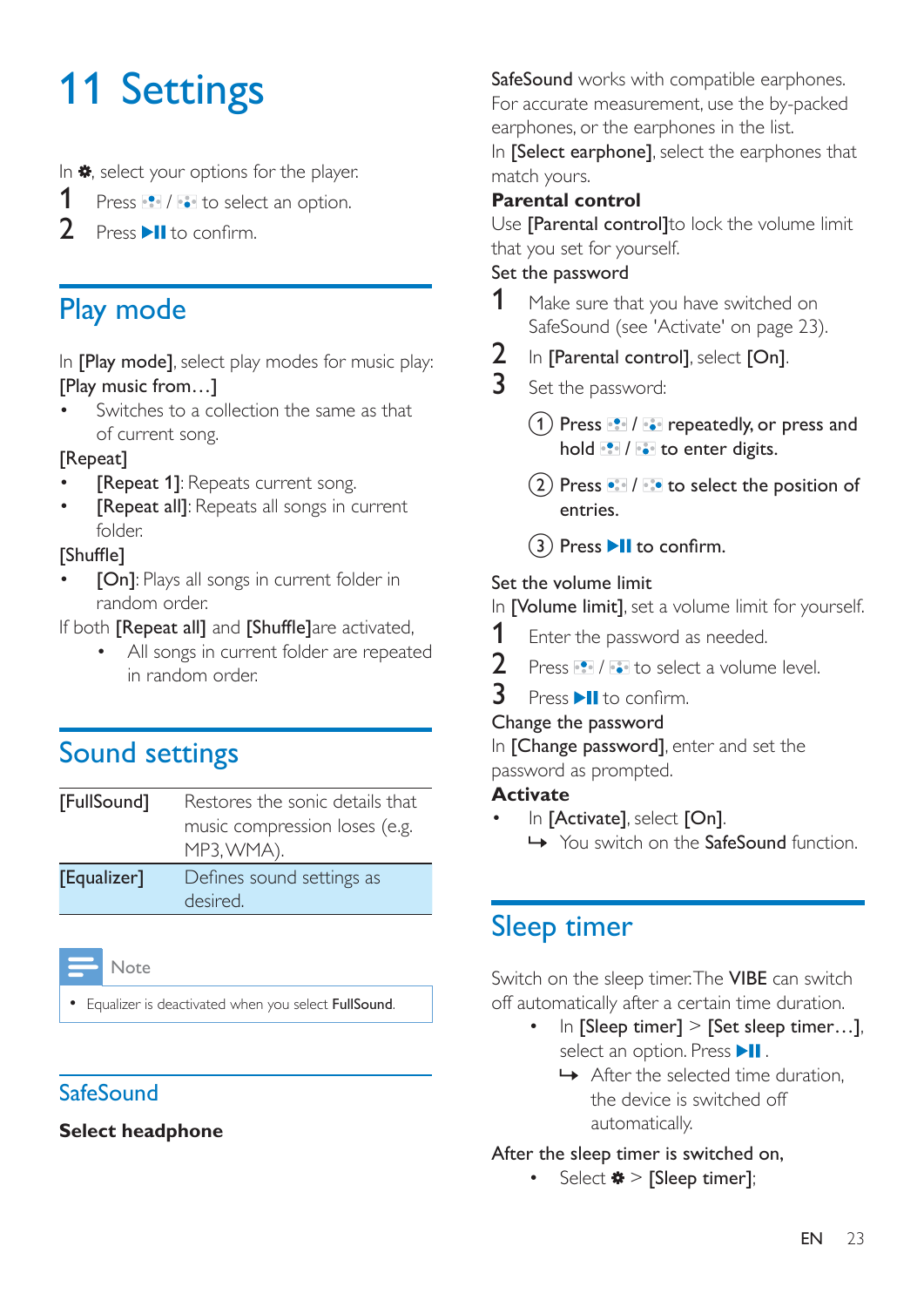# 11 Settings

In ✽, select your options for the player.

1. Press ⁺ / ⁻ to select an option.
2. Press ▶II to confirm.

## Play mode

In **[Play mode]**, select play modes for music play:

**[Play music from…]**

- Switches to a collection the same as that of current song.

**[Repeat]**

- **[Repeat 1]**: Repeats current song.
- **[Repeat all]**: Repeats all songs in current folder.

**[Shuffle]**

- **[On]**: Plays all songs in current folder in random order.

If both **[Repeat all]** and **[Shuffle]**are activated,

- All songs in current folder are repeated in random order.

## Sound settings

| | |
|---|---|
| [FullSound] | Restores the sonic details that music compression loses (e.g. MP3, WMA). |
| [Equalizer] | Defines sound settings as desired. |

Note

- Equalizer is deactivated when you select **FullSound**.

## SafeSound

**Select headphone**

**SafeSound** works with compatible earphones. For accurate measurement, use the by-packed earphones, or the earphones in the list.

In **[Select earphone]**, select the earphones that match yours.

**Parental control**

Use **[Parental control]**to lock the volume limit that you set for yourself.

Set the password

1. Make sure that you have switched on SafeSound (see 'Activate' on page 23).
2. In **[Parental control]**, select **[On]**.
3. Set the password:

   ① Press ⁺ / ⁻ repeatedly, or press and hold ⁺ / ⁻ to enter digits.

   ② Press ⁻ / ⁺ to select the position of entries.

   ③ Press ▶II to confirm.

Set the volume limit

In **[Volume limit]**, set a volume limit for yourself.

1. Enter the password as needed.
2. Press ⁺ / ⁻ to select a volume level.
3. Press ▶II to confirm.

Change the password

In **[Change password]**, enter and set the password as prompted.

**Activate**

- In **[Activate]**, select **[On]**.
  - ↪ You switch on the **SafeSound** function.

## Sleep timer

Switch on the sleep timer. The **VIBE** can switch off automatically after a certain time duration.

- In **[Sleep timer]** > **[Set sleep timer…]**, select an option. Press ▶II .
  - ↪ After the selected time duration, the device is switched off automatically.

After the sleep timer is switched on,

- Select ✽ > **[Sleep timer]**;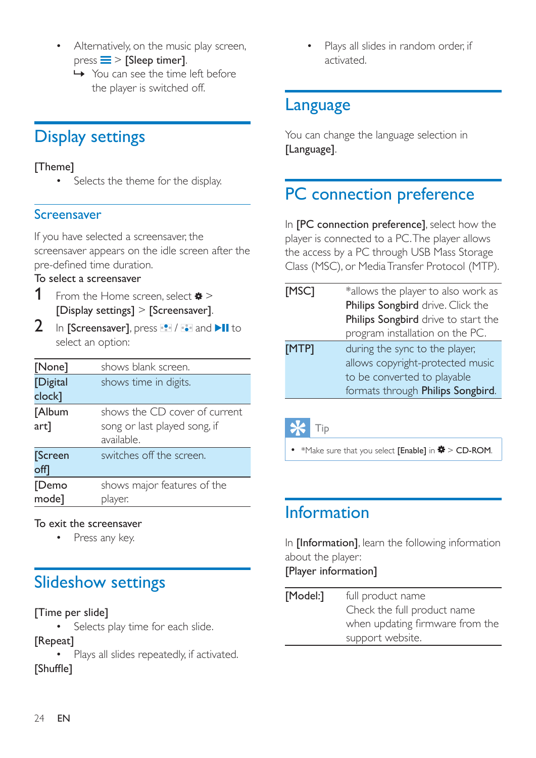- Alternatively, on the music play screen, press ☰ > [Sleep timer].
  - ↳ You can see the time left before the player is switched off.

## Display settings

[Theme]

- Selects the theme for the display.

### Screensaver

If you have selected a screensaver, the screensaver appears on the idle screen after the pre-defined time duration.

To select a screensaver

1. From the Home screen, select ✽ > [Display settings] > [Screensaver].
2. In [Screensaver], press / and ▶II to select an option:

| | |
|---|---|
| [None] | shows blank screen. |
| [Digital clock] | shows time in digits. |
| [Album art] | shows the CD cover of current song or last played song, if available. |
| [Screen off] | switches off the screen. |
| [Demo mode] | shows major features of the player. |

To exit the screensaver

- Press any key.

## Slideshow settings

[Time per slide]

- Selects play time for each slide.

[Repeat]

- Plays all slides repeatedly, if activated.

[Shuffle]

- Plays all slides in random order, if activated.

## Language

You can change the language selection in [Language].

## PC connection preference

In [PC connection preference], select how the player is connected to a PC. The player allows the access by a PC through USB Mass Storage Class (MSC), or Media Transfer Protocol (MTP).

| | |
|---|---|
| [MSC] | *allows the player to also work as Philips Songbird drive. Click the Philips Songbird drive to start the program installation on the PC. |
| [MTP] | during the sync to the player, allows copyright-protected music to be converted to playable formats through Philips Songbird. |

Tip

- *Make sure that you select [Enable] in ✽ > CD-ROM.

## Information

In [Information], learn the following information about the player:

[Player information]

| | |
|---|---|
| [Model:] | full product name<br>Check the full product name when updating firmware from the support website. |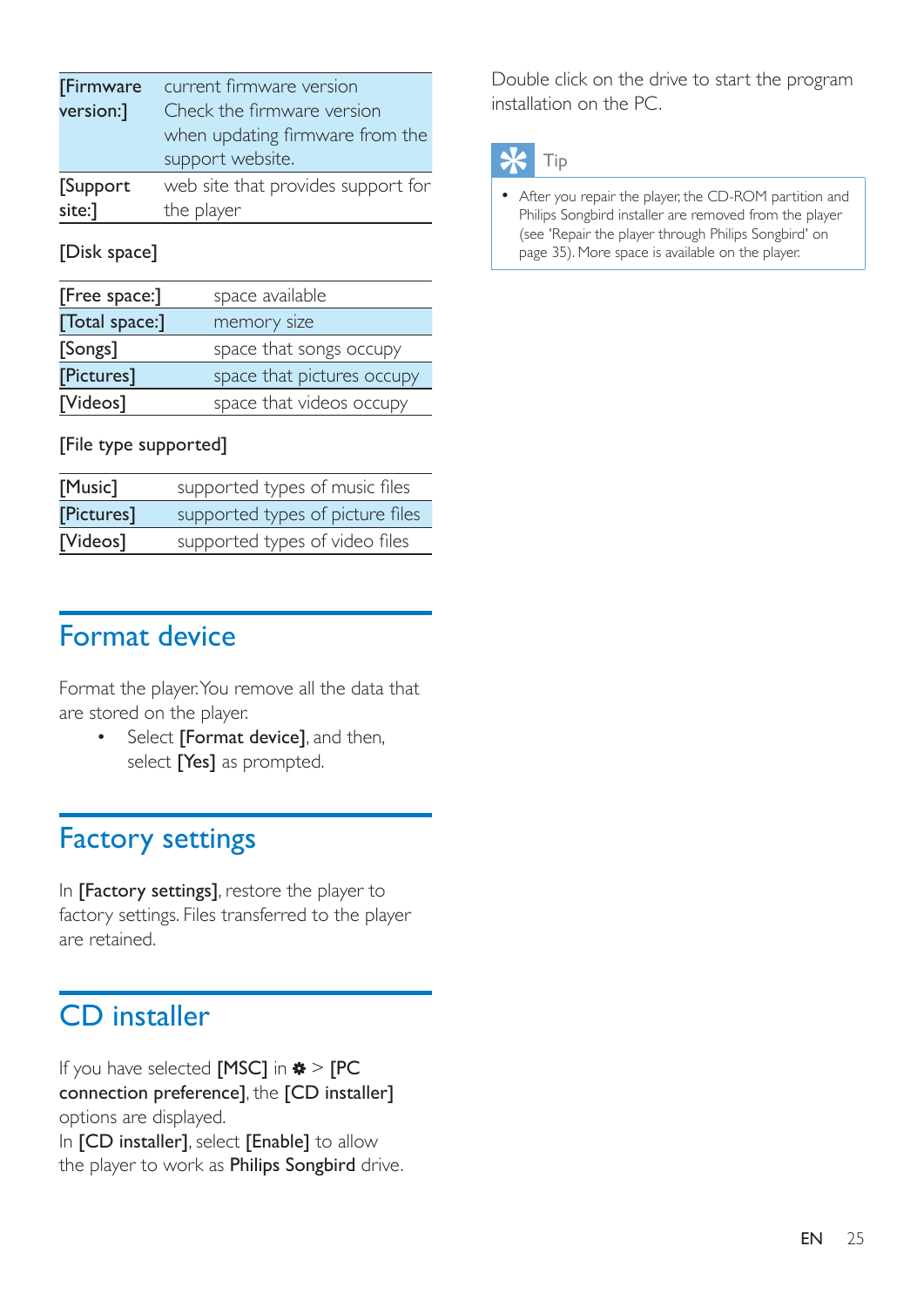| [Firmware version:] | current firmware version Check the firmware version when updating firmware from the support website. |
| --- | --- |
| [Support site:] | web site that provides support for the player |

[Disk space]

| [Free space:] | space available |
| --- | --- |
| [Total space:] | memory size |
| [Songs] | space that songs occupy |
| [Pictures] | space that pictures occupy |
| [Videos] | space that videos occupy |

[File type supported]

| [Music] | supported types of music files |
| --- | --- |
| [Pictures] | supported types of picture files |
| [Videos] | supported types of video files |

## Format device

Format the player. You remove all the data that are stored on the player.

- Select **[Format device]**, and then, select **[Yes]** as prompted.

## Factory settings

In **[Factory settings]**, restore the player to factory settings. Files transferred to the player are retained.

## CD installer

If you have selected **[MSC]** in ✱ > **[PC connection preference]**, the **[CD installer]** options are displayed.
In **[CD installer]**, select **[Enable]** to allow the player to work as **Philips Songbird** drive.

Double click on the drive to start the program installation on the PC.

Tip

- After you repair the player, the CD-ROM partition and Philips Songbird installer are removed from the player (see 'Repair the player through Philips Songbird' on page 35). More space is available on the player.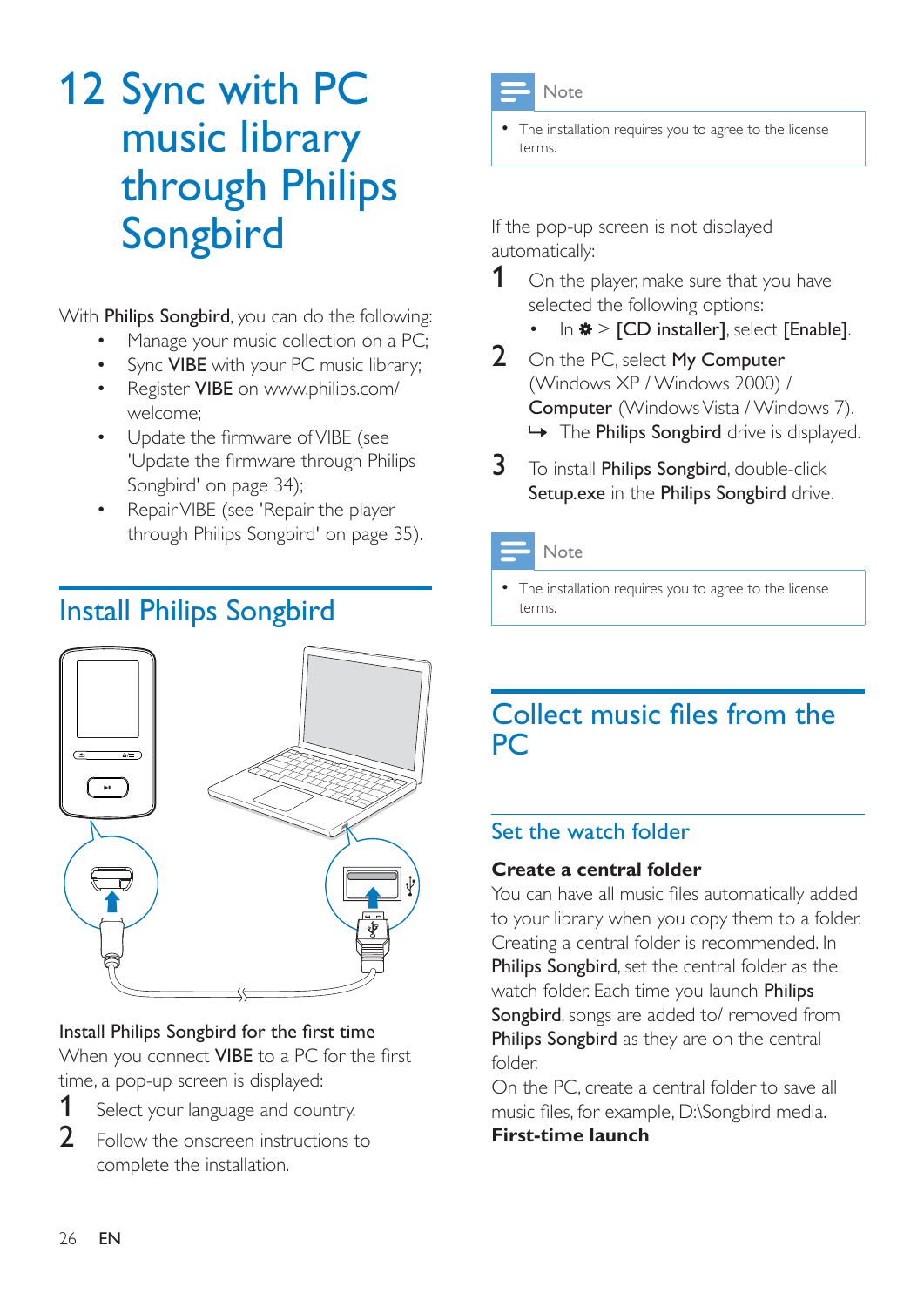# 12 Sync with PC music library through Philips Songbird

With **Philips Songbird**, you can do the following:

- Manage your music collection on a PC;
- Sync **VIBE** with your PC music library;
- Register **VIBE** on www.philips.com/welcome;
- Update the firmware of VIBE (see 'Update the firmware through Philips Songbird' on page 34);
- Repair VIBE (see 'Repair the player through Philips Songbird' on page 35).

## Install Philips Songbird

Install Philips Songbird for the first time

When you connect **VIBE** to a PC for the first time, a pop-up screen is displayed:

1. Select your language and country.
2. Follow the onscreen instructions to complete the installation.

**Note**

- The installation requires you to agree to the license terms.

If the pop-up screen is not displayed automatically:

1. On the player, make sure that you have selected the following options:
   - In ✽ > **[CD installer]**, select **[Enable]**.
2. On the PC, select **My Computer** (Windows XP / Windows 2000) / **Computer** (Windows Vista / Windows 7).
   ↳ The **Philips Songbird** drive is displayed.
3. To install **Philips Songbird**, double-click **Setup.exe** in the **Philips Songbird** drive.

**Note**

- The installation requires you to agree to the license terms.

## Collect music files from the PC

### Set the watch folder

**Create a central folder**

You can have all music files automatically added to your library when you copy them to a folder. Creating a central folder is recommended. In **Philips Songbird**, set the central folder as the watch folder. Each time you launch **Philips Songbird**, songs are added to/ removed from **Philips Songbird** as they are on the central folder.

On the PC, create a central folder to save all music files, for example, D:\Songbird media.

**First-time launch**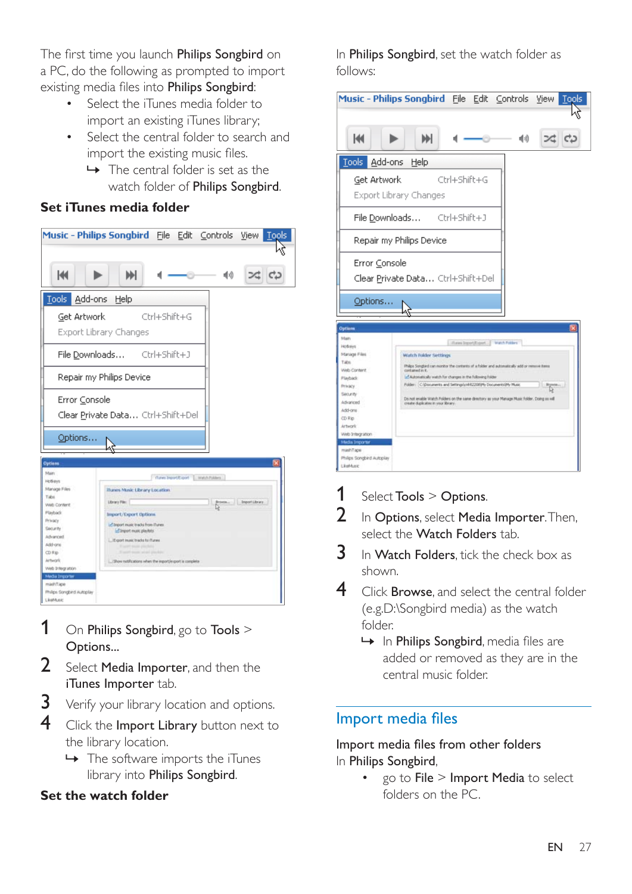The first time you launch **Philips Songbird** on a PC, do the following as prompted to import existing media files into **Philips Songbird**:

- Select the iTunes media folder to import an existing iTunes library;
- Select the central folder to search and import the existing music files.
  - ↳ The central folder is set as the watch folder of **Philips Songbird**.

### Set iTunes media folder

1. On **Philips Songbird**, go to **Tools** > **Options...**
2. Select **Media Importer**, and then the **iTunes Importer** tab.
3. Verify your library location and options.
4. Click the **Import Library** button next to the library location.
   - ↳ The software imports the iTunes library into **Philips Songbird**.

### Set the watch folder

In **Philips Songbird**, set the watch folder as follows:

1. Select **Tools** > **Options**.
2. In **Options**, select **Media Importer**. Then, select the **Watch Folders** tab.
3. In **Watch Folders**, tick the check box as shown.
4. Click **Browse**, and select the central folder (e.g.D:\Songbird media) as the watch folder.
   - ↳ In **Philips Songbird**, media files are added or removed as they are in the central music folder.

## Import media files

### Import media files from other folders

In **Philips Songbird**,

- go to **File** > **Import Media** to select folders on the PC.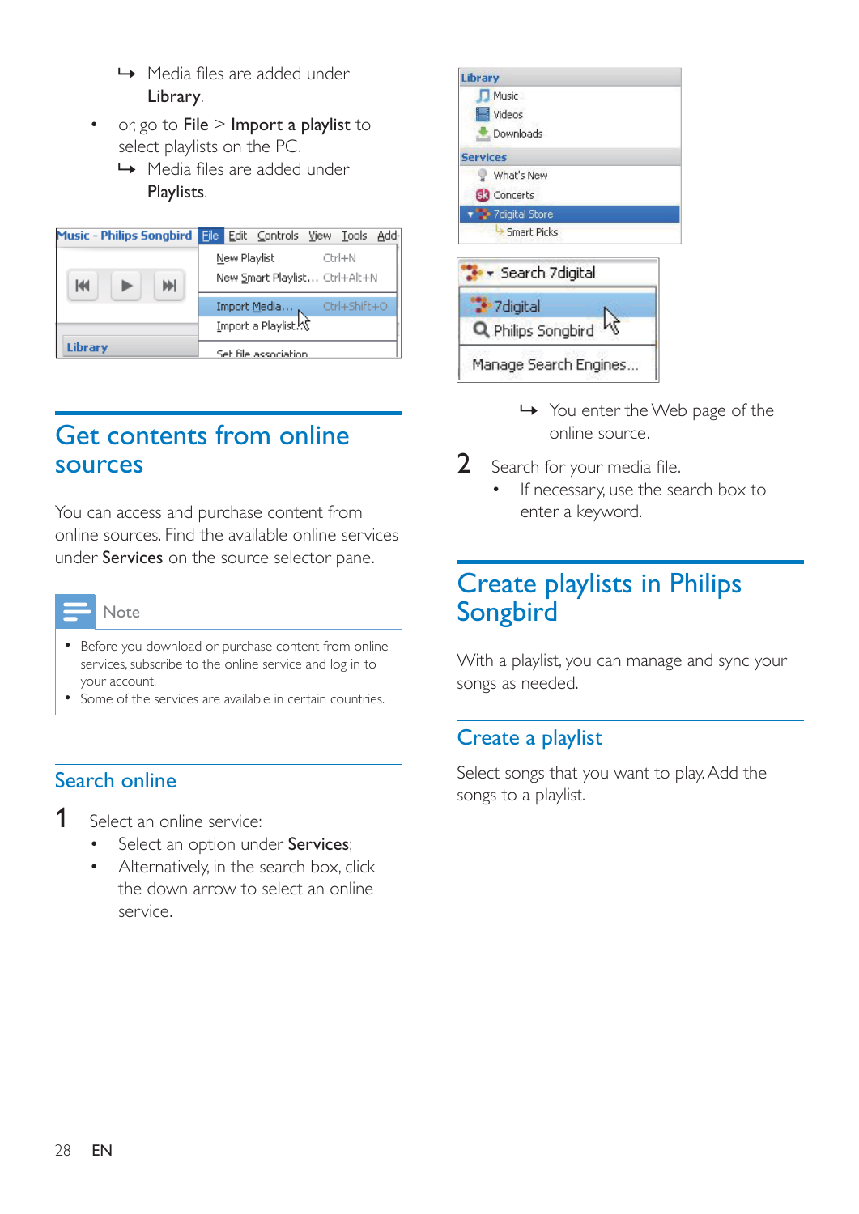↪ Media files are added under **Library**.

- or, go to **File** > **Import a playlist** to select playlists on the PC.
  ↪ Media files are added under **Playlists**.

## Get contents from online sources

You can access and purchase content from online sources. Find the available online services under **Services** on the source selector pane.

**Note**

- Before you download or purchase content from online services, subscribe to the online service and log in to your account.
- Some of the services are available in certain countries.

### Search online

1 Select an online service:

- Select an option under **Services**;
- Alternatively, in the search box, click the down arrow to select an online service.

↪ You enter the Web page of the online source.

2 Search for your media file.

- If necessary, use the search box to enter a keyword.

## Create playlists in Philips Songbird

With a playlist, you can manage and sync your songs as needed.

### Create a playlist

Select songs that you want to play. Add the songs to a playlist.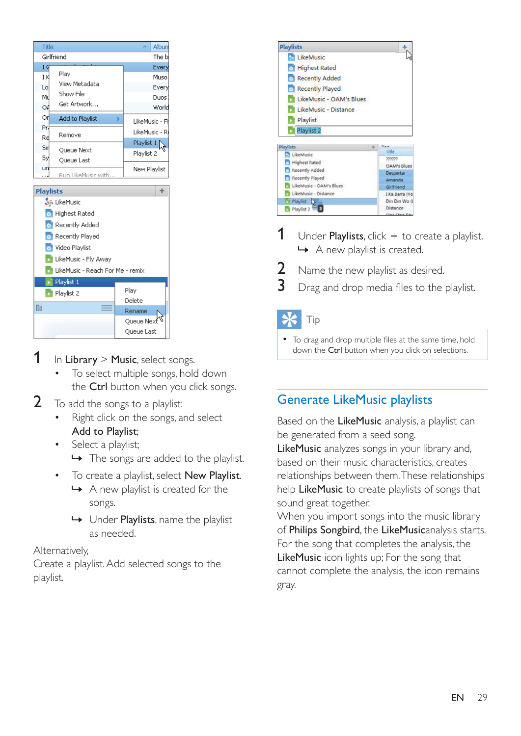1. In **Library** > **Music**, select songs.
   - To select multiple songs, hold down the **Ctrl** button when you click songs.
2. To add the songs to a playlist:
   - Right click on the songs, and select **Add to Playlist**;
   - Select a playlist;
     ↳ The songs are added to the playlist.
   - To create a playlist, select **New Playlist**.
     ↳ A new playlist is created for the songs.
     ↳ Under **Playlists**, name the playlist as needed.

Alternatively,
Create a playlist. Add selected songs to the playlist.

1. Under **Playlists**, click + to create a playlist.
   ↳ A new playlist is created.
2. Name the new playlist as desired.
3. Drag and drop media files to the playlist.

**Tip**

- To drag and drop multiple files at the same time, hold down the **Ctrl** button when you click on selections.

## Generate LikeMusic playlists

Based on the **LikeMusic** analysis, a playlist can be generated from a seed song.
**LikeMusic** analyzes songs in your library and, based on their music characteristics, creates relationships between them. These relationships help **LikeMusic** to create playlists of songs that sound great together.
When you import songs into the music library of **Philips Songbird**, the **LikeMusic**analysis starts. For the song that completes the analysis, the **LikeMusic** icon lights up; For the song that cannot complete the analysis, the icon remains gray.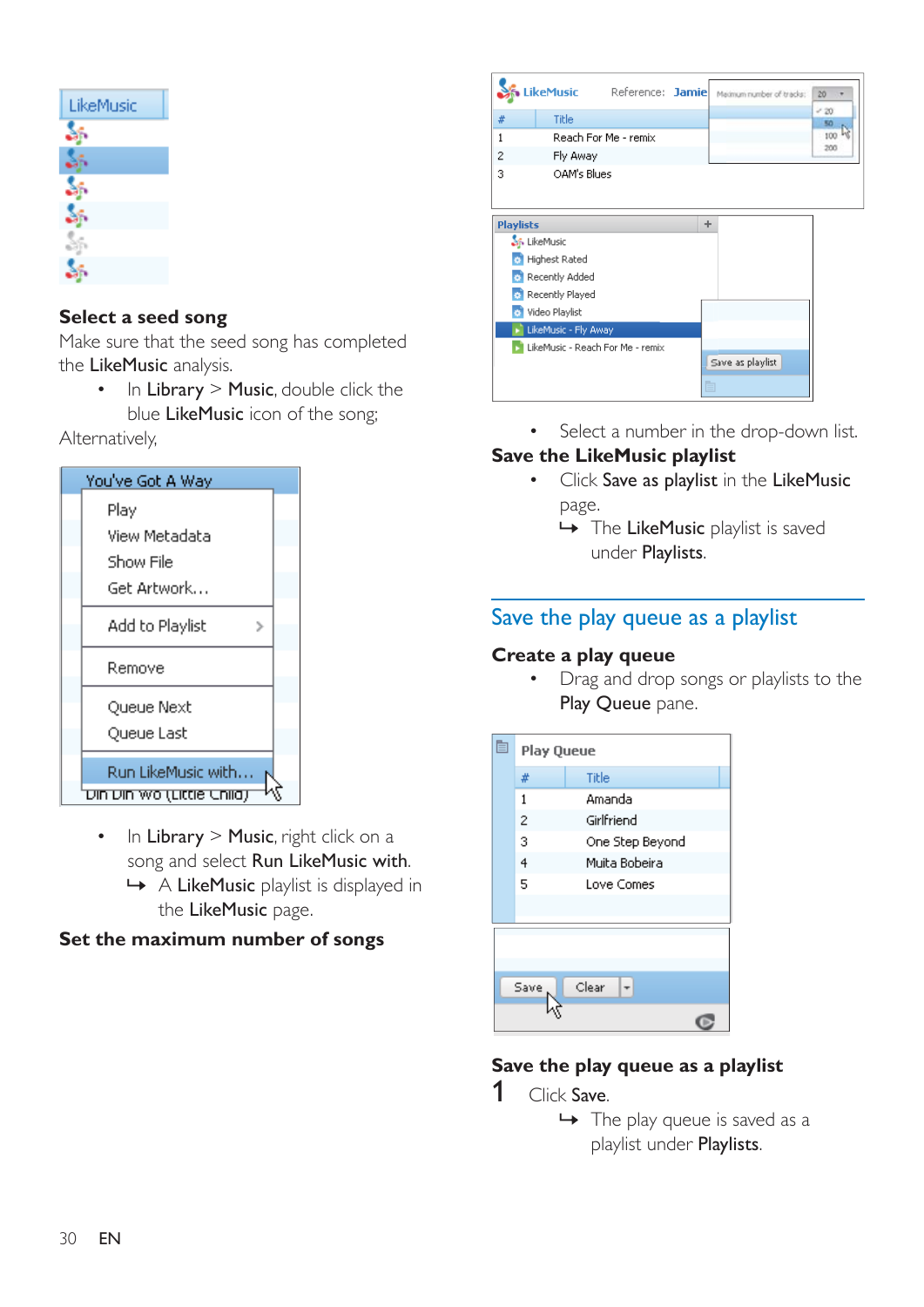### Select a seed song

Make sure that the seed song has completed the **LikeMusic** analysis.

- In **Library** > **Music**, double click the blue **LikeMusic** icon of the song;

Alternatively,

- In **Library** > **Music**, right click on a song and select **Run LikeMusic with**.
  - ↳ A **LikeMusic** playlist is displayed in the **LikeMusic** page.

### Set the maximum number of songs

- Select a number in the drop-down list.

### Save the LikeMusic playlist

- Click **Save as playlist** in the **LikeMusic** page.
  - ↳ The **LikeMusic** playlist is saved under **Playlists**.

## Save the play queue as a playlist

### Create a play queue

- Drag and drop songs or playlists to the **Play Queue** pane.

### Save the play queue as a playlist

1. Click **Save**.
   - ↳ The play queue is saved as a playlist under **Playlists**.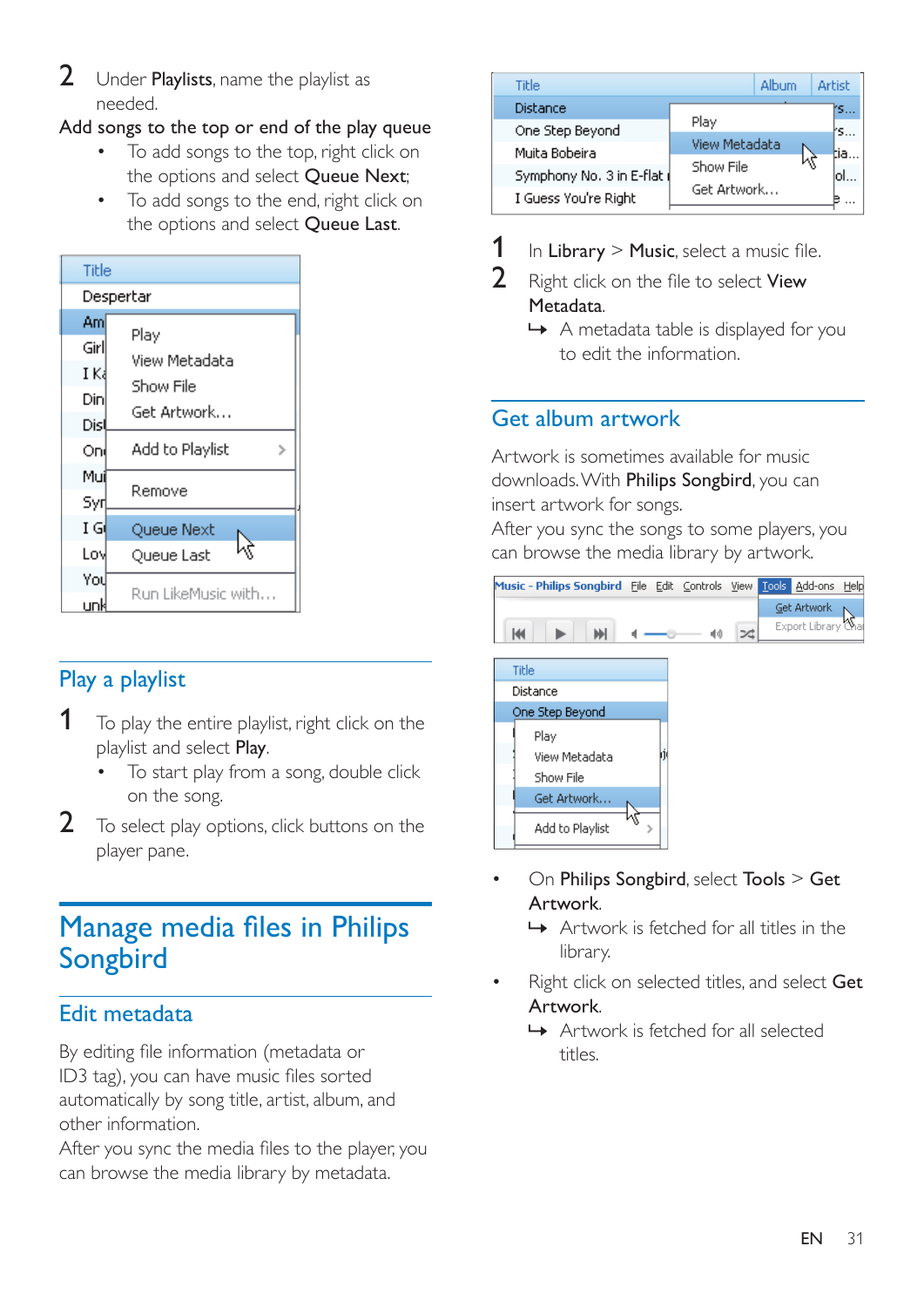2 Under **Playlists**, name the playlist as needed.

**Add songs to the top or end of the play queue**

- To add songs to the top, right click on the options and select **Queue Next**;
- To add songs to the end, right click on the options and select **Queue Last**.

## Play a playlist

1 To play the entire playlist, right click on the playlist and select **Play**.
- To start play from a song, double click on the song.

2 To select play options, click buttons on the player pane.

# Manage media files in Philips Songbird

## Edit metadata

By editing file information (metadata or ID3 tag), you can have music files sorted automatically by song title, artist, album, and other information.

After you sync the media files to the player, you can browse the media library by metadata.

1 In **Library** > **Music**, select a music file.

2 Right click on the file to select **View Metadata**.
↳ A metadata table is displayed for you to edit the information.

## Get album artwork

Artwork is sometimes available for music downloads. With **Philips Songbird**, you can insert artwork for songs.

After you sync the songs to some players, you can browse the media library by artwork.

- On **Philips Songbird**, select **Tools** > **Get Artwork**.
↳ Artwork is fetched for all titles in the library.
- Right click on selected titles, and select **Get Artwork**.
↳ Artwork is fetched for all selected titles.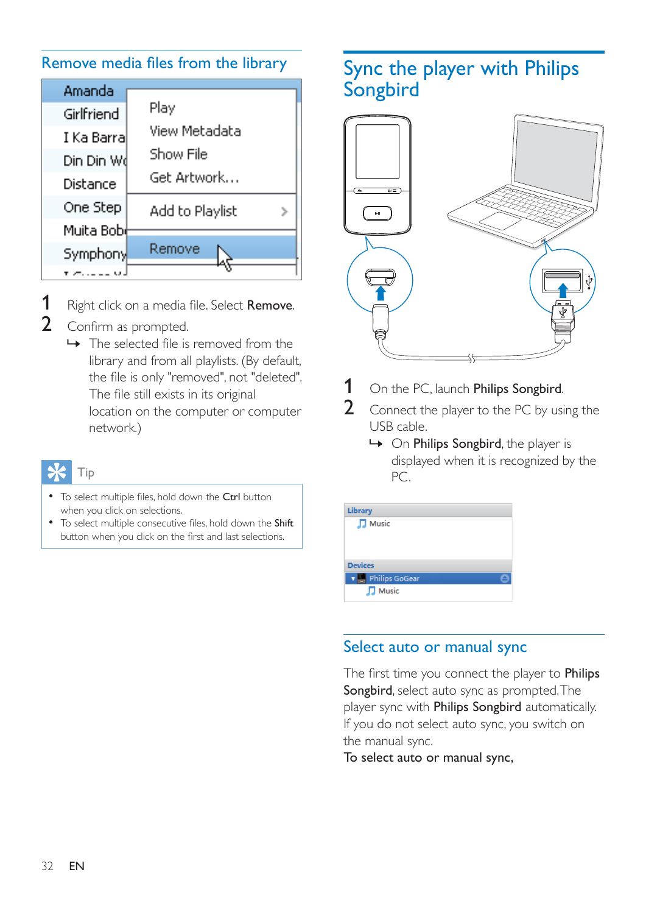## Remove media files from the library

1 Right click on a media file. Select **Remove**.

2 Confirm as prompted.

↳ The selected file is removed from the library and from all playlists. (By default, the file is only "removed", not "deleted". The file still exists in its original location on the computer or computer network.)

**Tip**

- To select multiple files, hold down the **Ctrl** button when you click on selections.
- To select multiple consecutive files, hold down the **Shift** button when you click on the first and last selections.

# Sync the player with Philips Songbird

1 On the PC, launch **Philips Songbird**.

2 Connect the player to the PC by using the USB cable.

↳ On **Philips Songbird**, the player is displayed when it is recognized by the PC.

## Select auto or manual sync

The first time you connect the player to **Philips Songbird**, select auto sync as prompted. The player sync with **Philips Songbird** automatically. If you do not select auto sync, you switch on the manual sync.

**To select auto or manual sync,**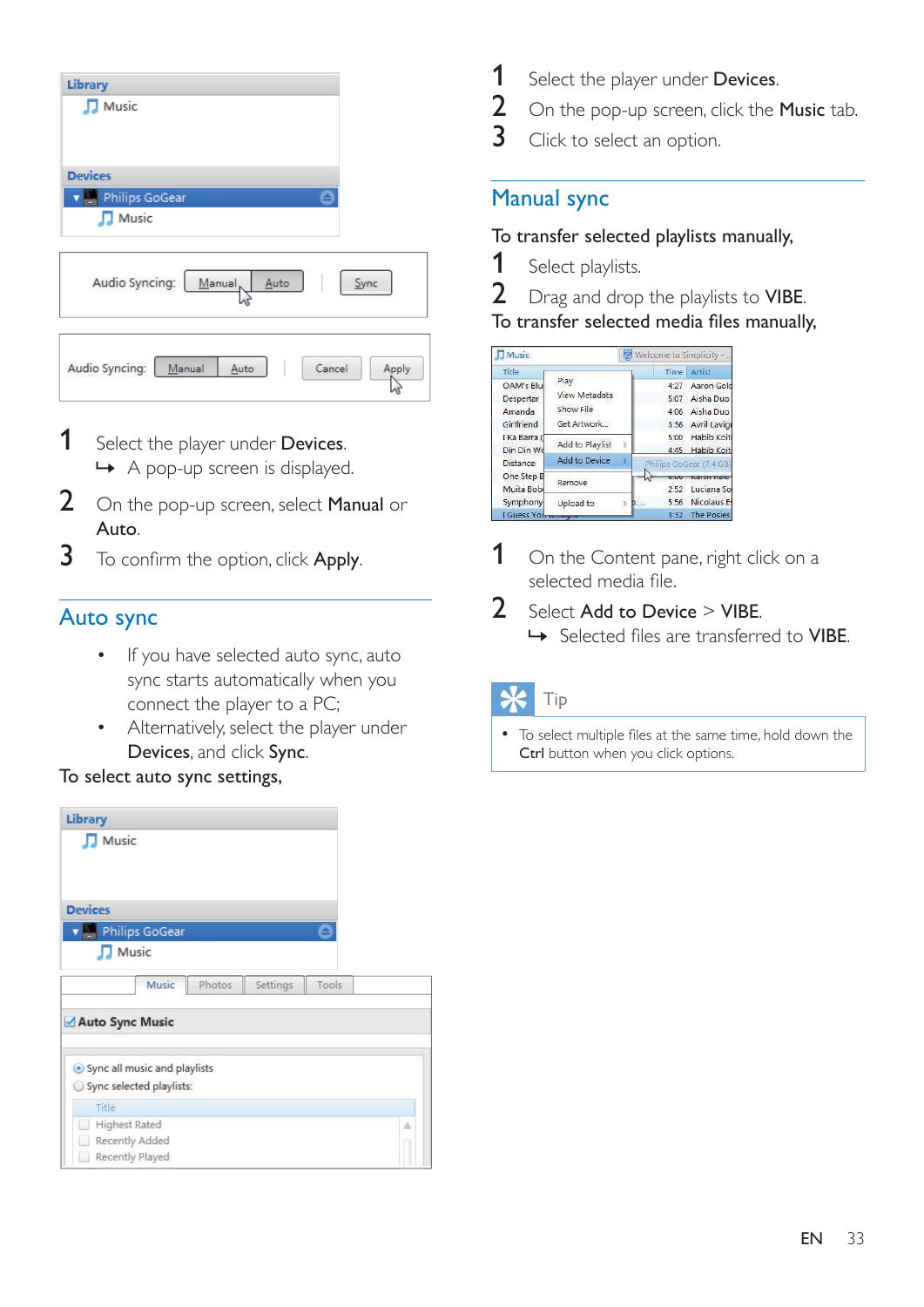1 Select the player under **Devices**.

↪ A pop-up screen is displayed.

2 On the pop-up screen, select **Manual** or **Auto**.

3 To confirm the option, click **Apply**.

## Auto sync

- If you have selected auto sync, auto sync starts automatically when you connect the player to a PC;
- Alternatively, select the player under **Devices**, and click **Sync**.

To select auto sync settings,

1 Select the player under **Devices**.

2 On the pop-up screen, click the **Music** tab.

3 Click to select an option.

## Manual sync

To transfer selected playlists manually,

1 Select playlists.

2 Drag and drop the playlists to **VIBE**.

To transfer selected media files manually,

1 On the Content pane, right click on a selected media file.

2 Select **Add to Device** > **VIBE**.

↪ Selected files are transferred to **VIBE**.

**Tip**

- To select multiple files at the same time, hold down the **Ctrl** button when you click options.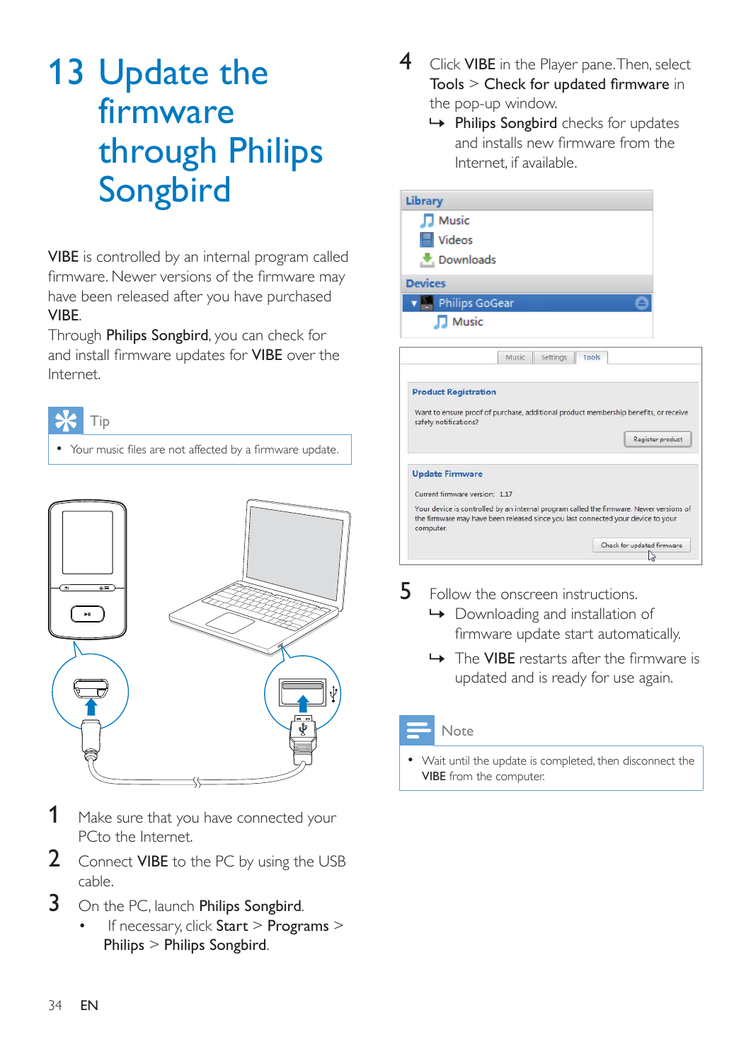# 13 Update the firmware through Philips Songbird

**VIBE** is controlled by an internal program called firmware. Newer versions of the firmware may have been released after you have purchased **VIBE**.

Through **Philips Songbird**, you can check for and install firmware updates for **VIBE** over the Internet.

Tip

- Your music files are not affected by a firmware update.

1. Make sure that you have connected your PCto the Internet.
2. Connect **VIBE** to the PC by using the USB cable.
3. On the PC, launch **Philips Songbird**.
   - If necessary, click **Start** > **Programs** > **Philips** > **Philips Songbird**.
4. Click **VIBE** in the Player pane. Then, select **Tools** > **Check for updated firmware** in the pop-up window.
   - ↳ **Philips Songbird** checks for updates and installs new firmware from the Internet, if available.
5. Follow the onscreen instructions.
   - ↳ Downloading and installation of firmware update start automatically.
   - ↳ The **VIBE** restarts after the firmware is updated and is ready for use again.

Note

- Wait until the update is completed, then disconnect the **VIBE** from the computer.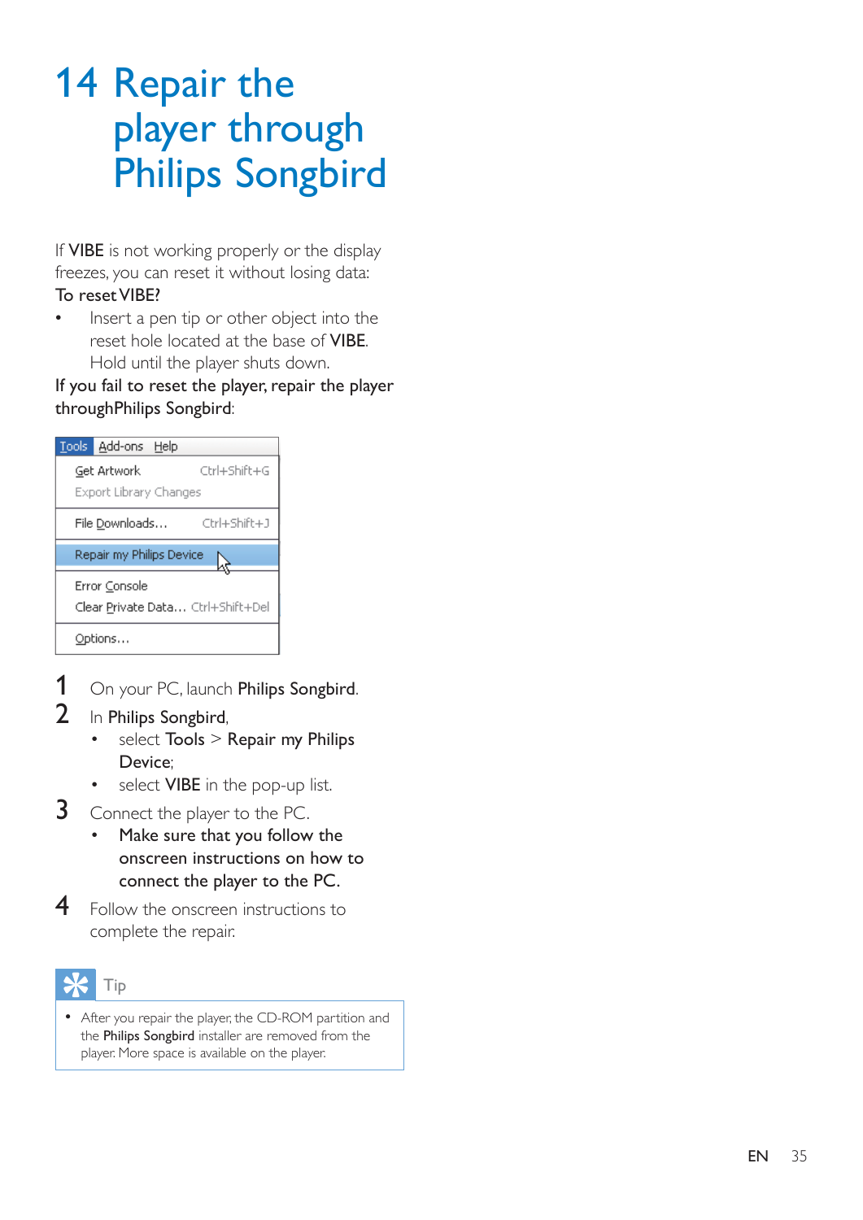# 14 Repair the player through Philips Songbird

If **VIBE** is not working properly or the display freezes, you can reset it without losing data:

**To reset VIBE?**

- Insert a pen tip or other object into the reset hole located at the base of **VIBE**. Hold until the player shuts down.

**If you fail to reset the player, repair the player throughPhilips Songbird**:

Tools Add-ons Help
Get Artwork Ctrl+Shift+G
Export Library Changes
File Downloads... Ctrl+Shift+J
Repair my Philips Device
Error Console
Clear Private Data... Ctrl+Shift+Del
Options...

1. On your PC, launch **Philips Songbird**.
2. In **Philips Songbird**,
   - select **Tools** > **Repair my Philips Device**;
   - select **VIBE** in the pop-up list.
3. Connect the player to the PC.
   - Make sure that you follow the onscreen instructions on how to connect the player to the PC.
4. Follow the onscreen instructions to complete the repair.

**Tip**

- After you repair the player, the CD-ROM partition and the **Philips Songbird** installer are removed from the player. More space is available on the player.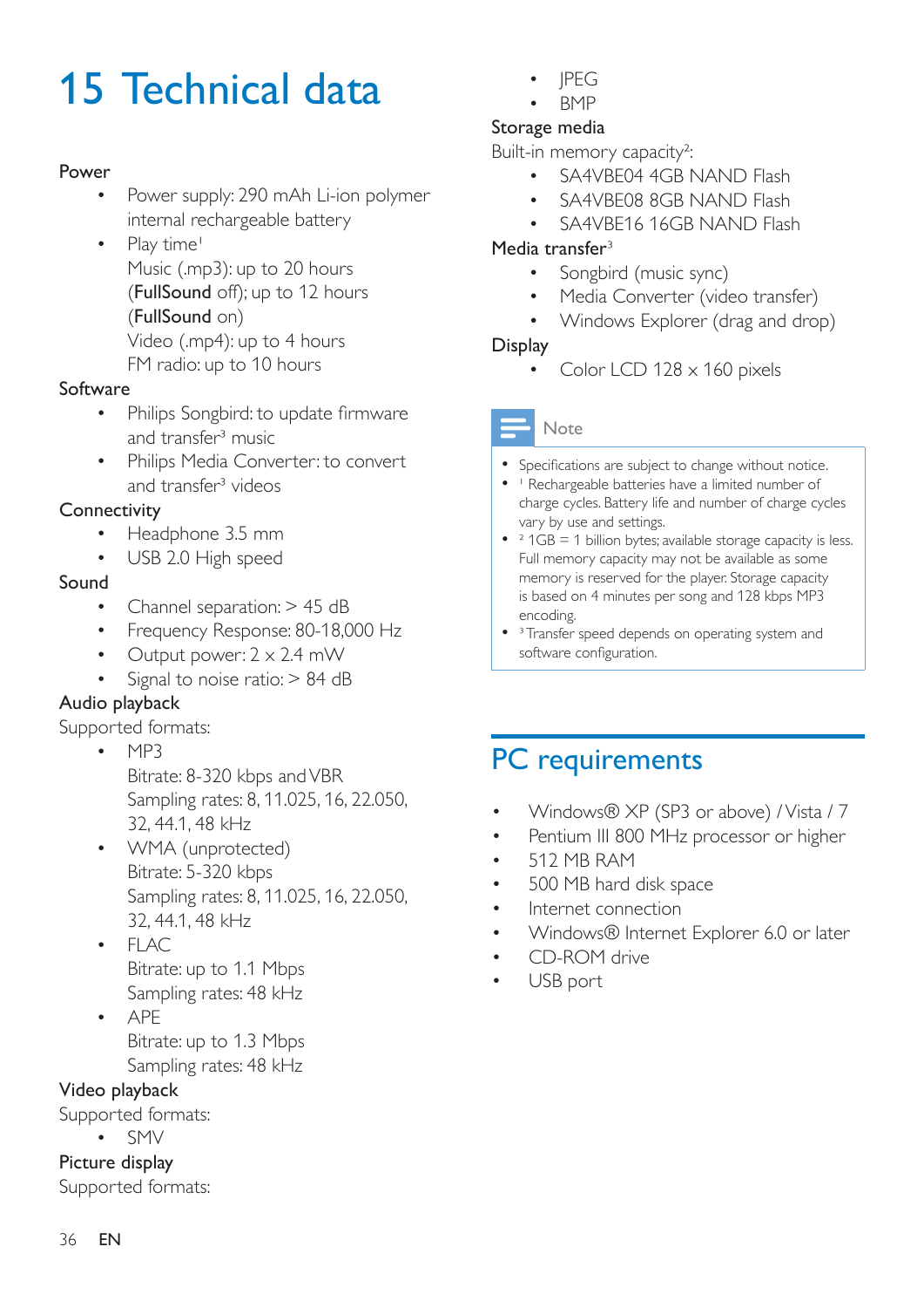# 15 Technical data

**Power**

- Power supply: 290 mAh Li-ion polymer internal rechargeable battery
- Play time[1]
  Music (.mp3): up to 20 hours (**FullSound** off); up to 12 hours (**FullSound** on)
  Video (.mp4): up to 4 hours
  FM radio: up to 10 hours

**Software**

- Philips Songbird: to update firmware and transfer[3] music
- Philips Media Converter: to convert and transfer[3] videos

**Connectivity**

- Headphone 3.5 mm
- USB 2.0 High speed

**Sound**

- Channel separation: > 45 dB
- Frequency Response: 80-18,000 Hz
- Output power: 2 x 2.4 mW
- Signal to noise ratio: > 84 dB

**Audio playback**

Supported formats:

- MP3
  Bitrate: 8-320 kbps and VBR
  Sampling rates: 8, 11.025, 16, 22.050, 32, 44.1, 48 kHz
- WMA (unprotected)
  Bitrate: 5-320 kbps
  Sampling rates: 8, 11.025, 16, 22.050, 32, 44.1, 48 kHz
- FLAC
  Bitrate: up to 1.1 Mbps
  Sampling rates: 48 kHz
- APE
  Bitrate: up to 1.3 Mbps
  Sampling rates: 48 kHz

**Video playback**

Supported formats:

- SMV

**Picture display**

Supported formats:

- JPEG
- BMP

**Storage media**

Built-in memory capacity[2]:

- SA4VBE04 4GB NAND Flash
- SA4VBE08 8GB NAND Flash
- SA4VBE16 16GB NAND Flash

**Media transfer**[3]

- Songbird (music sync)
- Media Converter (video transfer)
- Windows Explorer (drag and drop)

**Display**

- Color LCD 128 x 160 pixels

**Note**

- Specifications are subject to change without notice.
- [1] Rechargeable batteries have a limited number of charge cycles. Battery life and number of charge cycles vary by use and settings.
- [2] 1GB = 1 billion bytes; available storage capacity is less. Full memory capacity may not be available as some memory is reserved for the player. Storage capacity is based on 4 minutes per song and 128 kbps MP3 encoding.
- [3] Transfer speed depends on operating system and software configuration.

## PC requirements

- Windows® XP (SP3 or above) / Vista / 7
- Pentium III 800 MHz processor or higher
- 512 MB RAM
- 500 MB hard disk space
- Internet connection
- Windows® Internet Explorer 6.0 or later
- CD-ROM drive
- USB port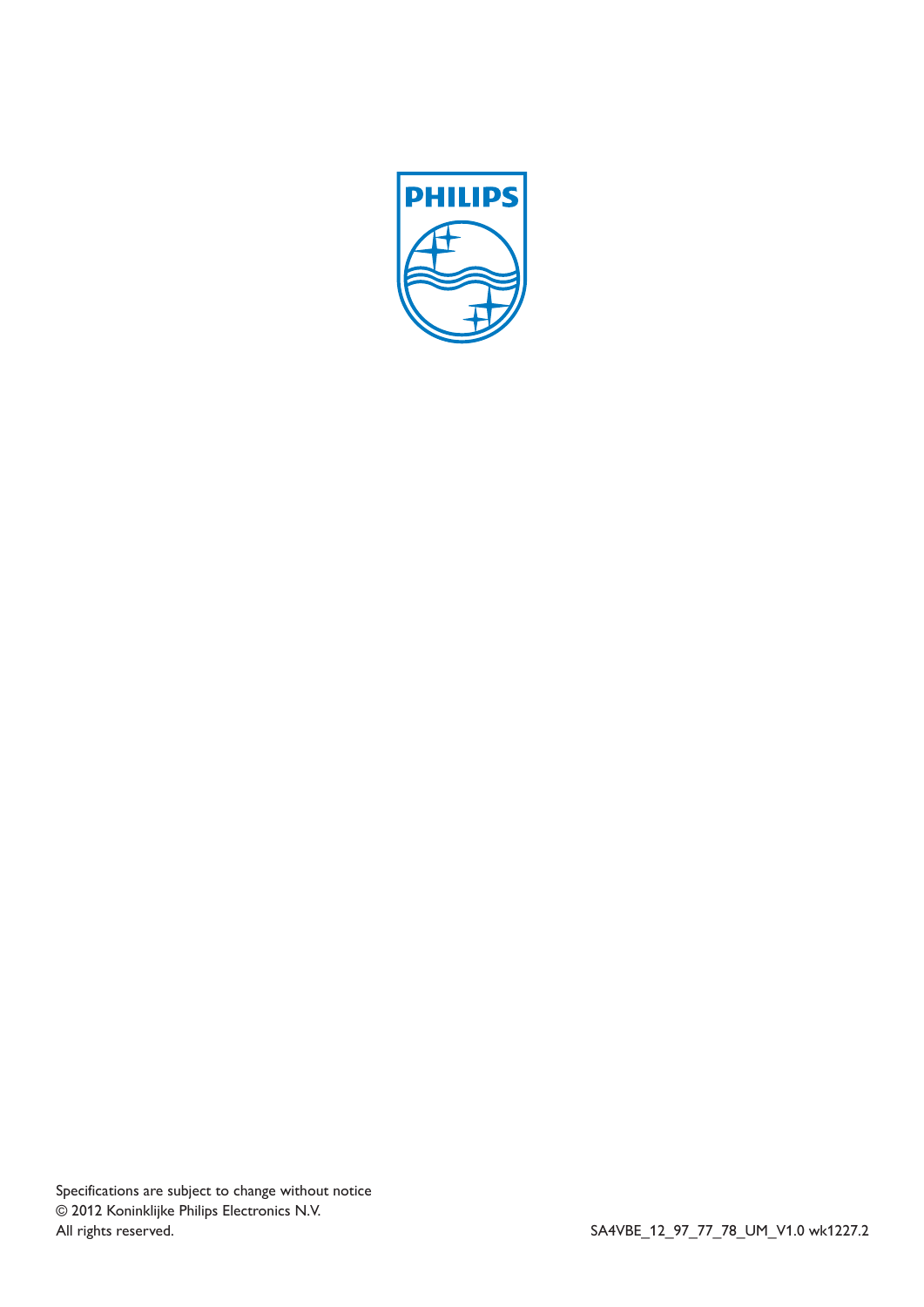PHILIPS

Specifications are subject to change without notice
© 2012 Koninklijke Philips Electronics N.V.
All rights reserved.

SA4VBE_12_97_77_78_UM_V1.0 wk1227.2